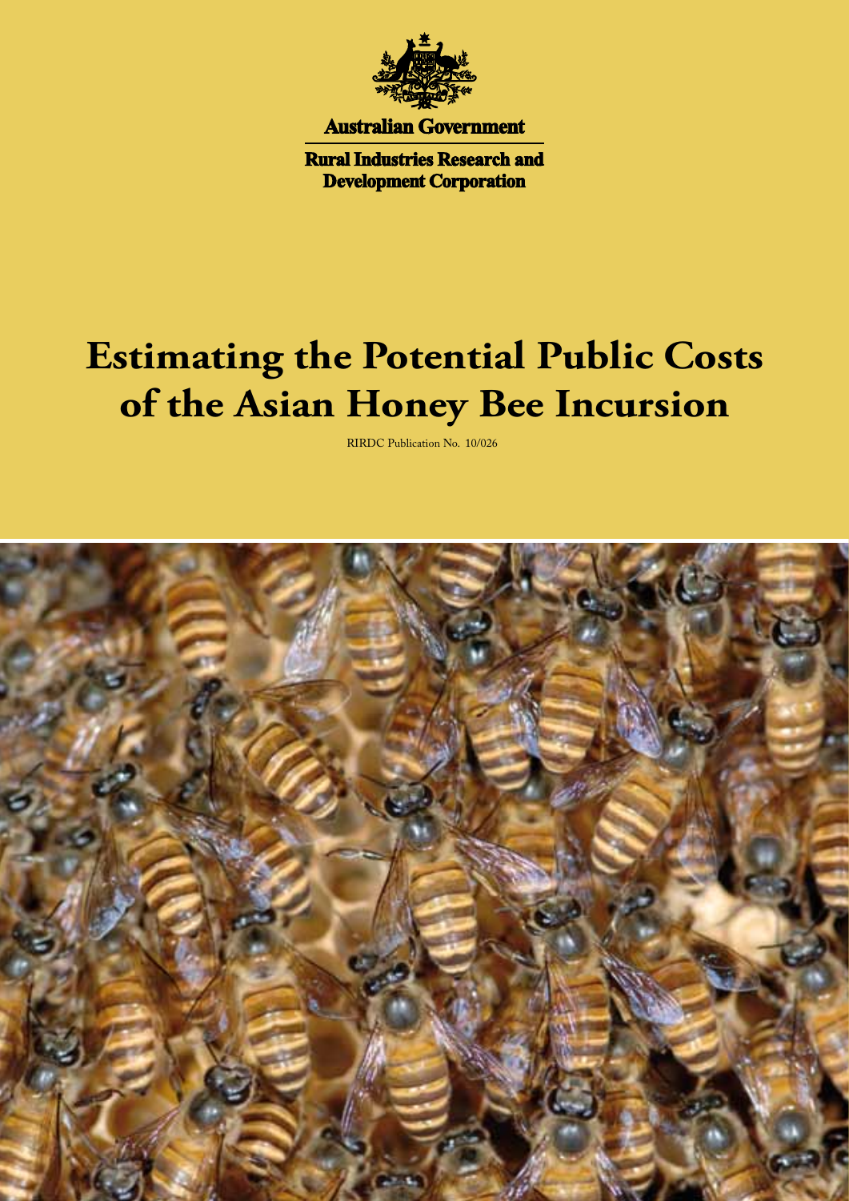Australian Government

Rural Industries Research and Development Corporation

# Estimating the Potential Public Costs of the Asian Honey Bee Incursion

RIRDC Publication No. 10/026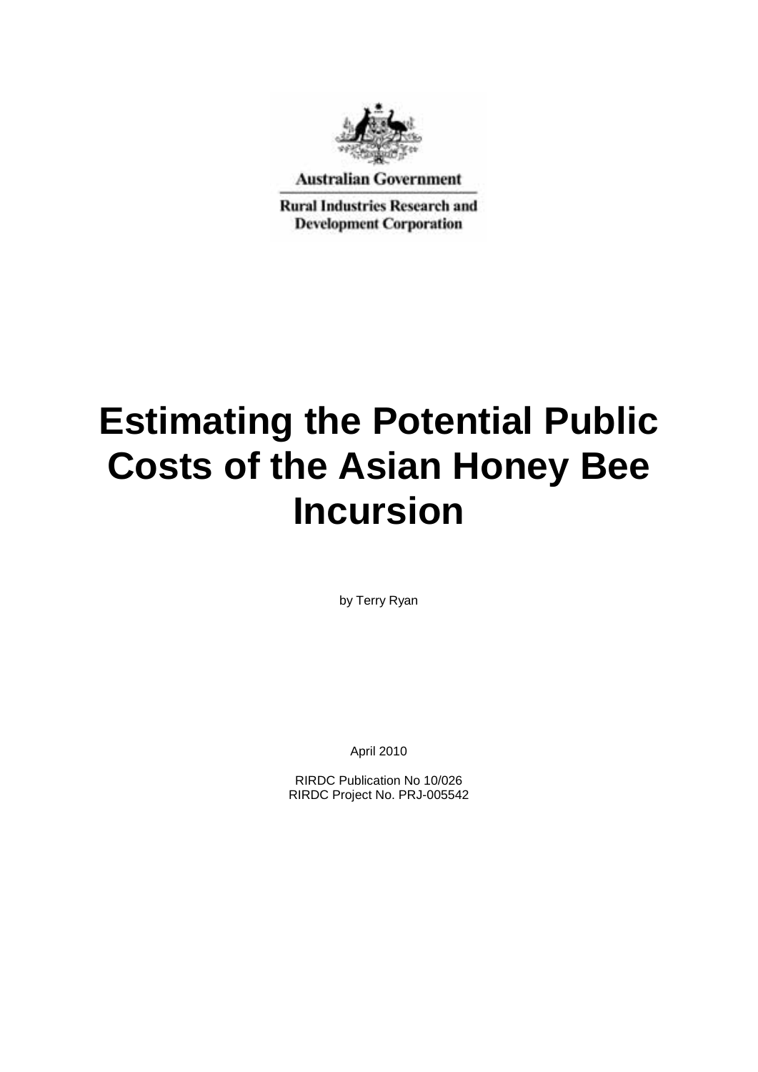Australian Government

Rural Industries Research and Development Corporation

# Estimating the Potential Public Costs of the Asian Honey Bee Incursion

by Terry Ryan

April 2010

RIRDC Publication No 10/026
RIRDC Project No. PRJ-005542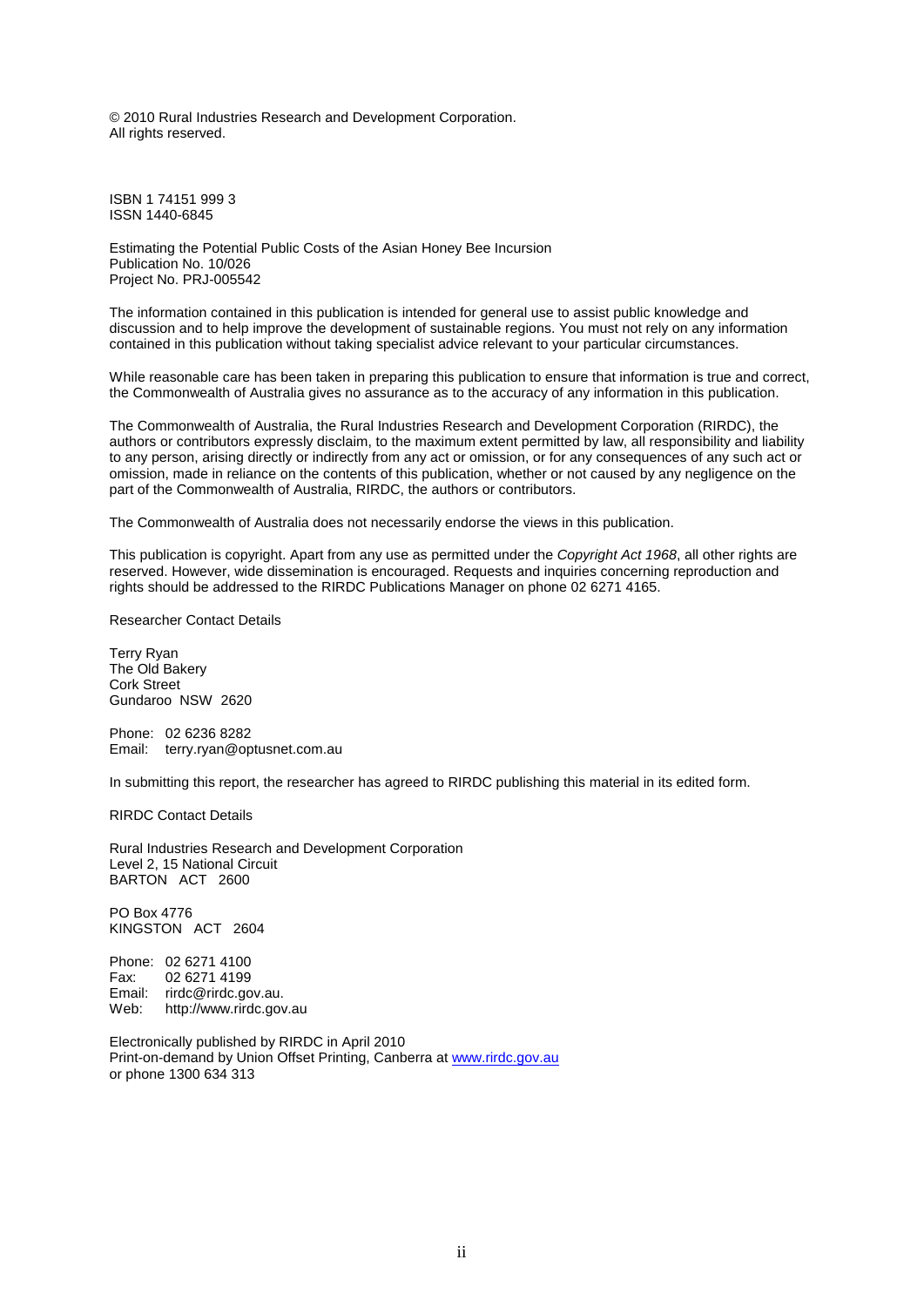© 2010 Rural Industries Research and Development Corporation.
All rights reserved.

ISBN 1 74151 999 3
ISSN 1440-6845

Estimating the Potential Public Costs of the Asian Honey Bee Incursion
Publication No. 10/026
Project No. PRJ-005542

The information contained in this publication is intended for general use to assist public knowledge and discussion and to help improve the development of sustainable regions. You must not rely on any information contained in this publication without taking specialist advice relevant to your particular circumstances.

While reasonable care has been taken in preparing this publication to ensure that information is true and correct, the Commonwealth of Australia gives no assurance as to the accuracy of any information in this publication.

The Commonwealth of Australia, the Rural Industries Research and Development Corporation (RIRDC), the authors or contributors expressly disclaim, to the maximum extent permitted by law, all responsibility and liability to any person, arising directly or indirectly from any act or omission, or for any consequences of any such act or omission, made in reliance on the contents of this publication, whether or not caused by any negligence on the part of the Commonwealth of Australia, RIRDC, the authors or contributors.

The Commonwealth of Australia does not necessarily endorse the views in this publication.

This publication is copyright. Apart from any use as permitted under the *Copyright Act 1968*, all other rights are reserved. However, wide dissemination is encouraged. Requests and inquiries concerning reproduction and rights should be addressed to the RIRDC Publications Manager on phone 02 6271 4165.

Researcher Contact Details

Terry Ryan
The Old Bakery
Cork Street
Gundaroo NSW 2620

Phone: 02 6236 8282
Email: terry.ryan@optusnet.com.au

In submitting this report, the researcher has agreed to RIRDC publishing this material in its edited form.

RIRDC Contact Details

Rural Industries Research and Development Corporation
Level 2, 15 National Circuit
BARTON ACT 2600

PO Box 4776
KINGSTON ACT 2604

Phone: 02 6271 4100
Fax: 02 6271 4199
Email: rirdc@rirdc.gov.au.
Web: http://www.rirdc.gov.au

Electronically published by RIRDC in April 2010
Print-on-demand by Union Offset Printing, Canberra at www.rirdc.gov.au
or phone 1300 634 313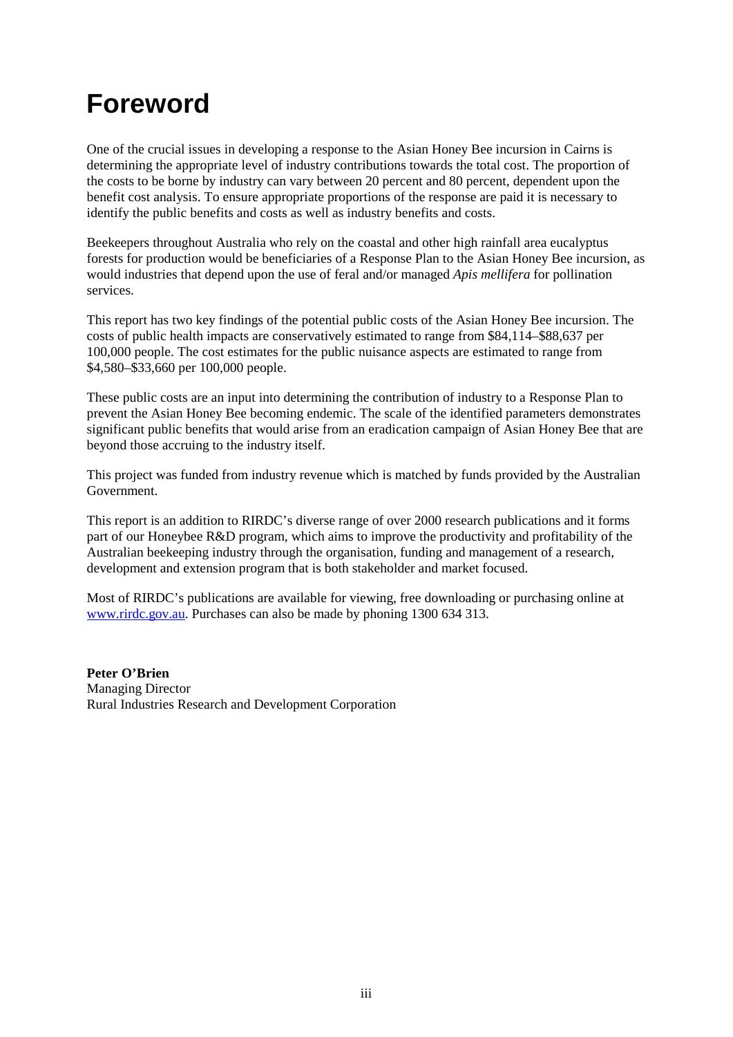# Foreword

One of the crucial issues in developing a response to the Asian Honey Bee incursion in Cairns is determining the appropriate level of industry contributions towards the total cost. The proportion of the costs to be borne by industry can vary between 20 percent and 80 percent, dependent upon the benefit cost analysis. To ensure appropriate proportions of the response are paid it is necessary to identify the public benefits and costs as well as industry benefits and costs.

Beekeepers throughout Australia who rely on the coastal and other high rainfall area eucalyptus forests for production would be beneficiaries of a Response Plan to the Asian Honey Bee incursion, as would industries that depend upon the use of feral and/or managed *Apis mellifera* for pollination services.

This report has two key findings of the potential public costs of the Asian Honey Bee incursion. The costs of public health impacts are conservatively estimated to range from $84,114–$88,637 per 100,000 people. The cost estimates for the public nuisance aspects are estimated to range from $4,580–$33,660 per 100,000 people.

These public costs are an input into determining the contribution of industry to a Response Plan to prevent the Asian Honey Bee becoming endemic. The scale of the identified parameters demonstrates significant public benefits that would arise from an eradication campaign of Asian Honey Bee that are beyond those accruing to the industry itself.

This project was funded from industry revenue which is matched by funds provided by the Australian Government.

This report is an addition to RIRDC's diverse range of over 2000 research publications and it forms part of our Honeybee R&D program, which aims to improve the productivity and profitability of the Australian beekeeping industry through the organisation, funding and management of a research, development and extension program that is both stakeholder and market focused.

Most of RIRDC's publications are available for viewing, free downloading or purchasing online at www.rirdc.gov.au. Purchases can also be made by phoning 1300 634 313.

**Peter O'Brien**
Managing Director
Rural Industries Research and Development Corporation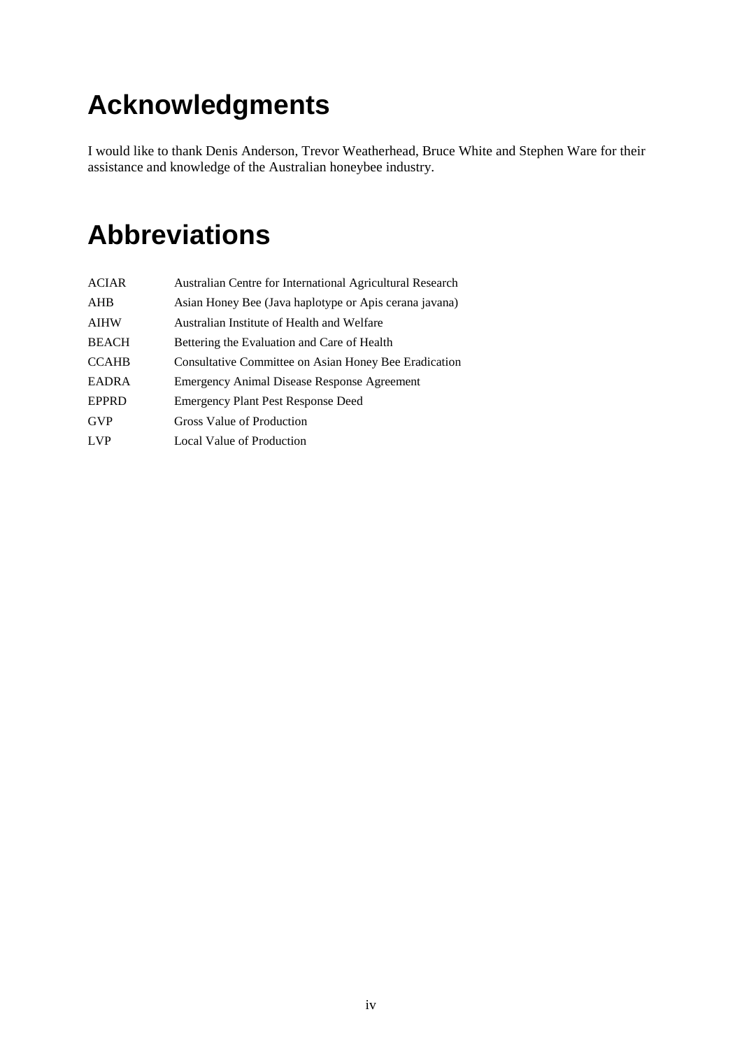# Acknowledgments

I would like to thank Denis Anderson, Trevor Weatherhead, Bruce White and Stephen Ware for their assistance and knowledge of the Australian honeybee industry.

# Abbreviations

| | |
|---|---|
| ACIAR | Australian Centre for International Agricultural Research |
| AHB | Asian Honey Bee (Java haplotype or Apis cerana javana) |
| AIHW | Australian Institute of Health and Welfare |
| BEACH | Bettering the Evaluation and Care of Health |
| CCAHB | Consultative Committee on Asian Honey Bee Eradication |
| EADRA | Emergency Animal Disease Response Agreement |
| EPPRD | Emergency Plant Pest Response Deed |
| GVP | Gross Value of Production |
| LVP | Local Value of Production |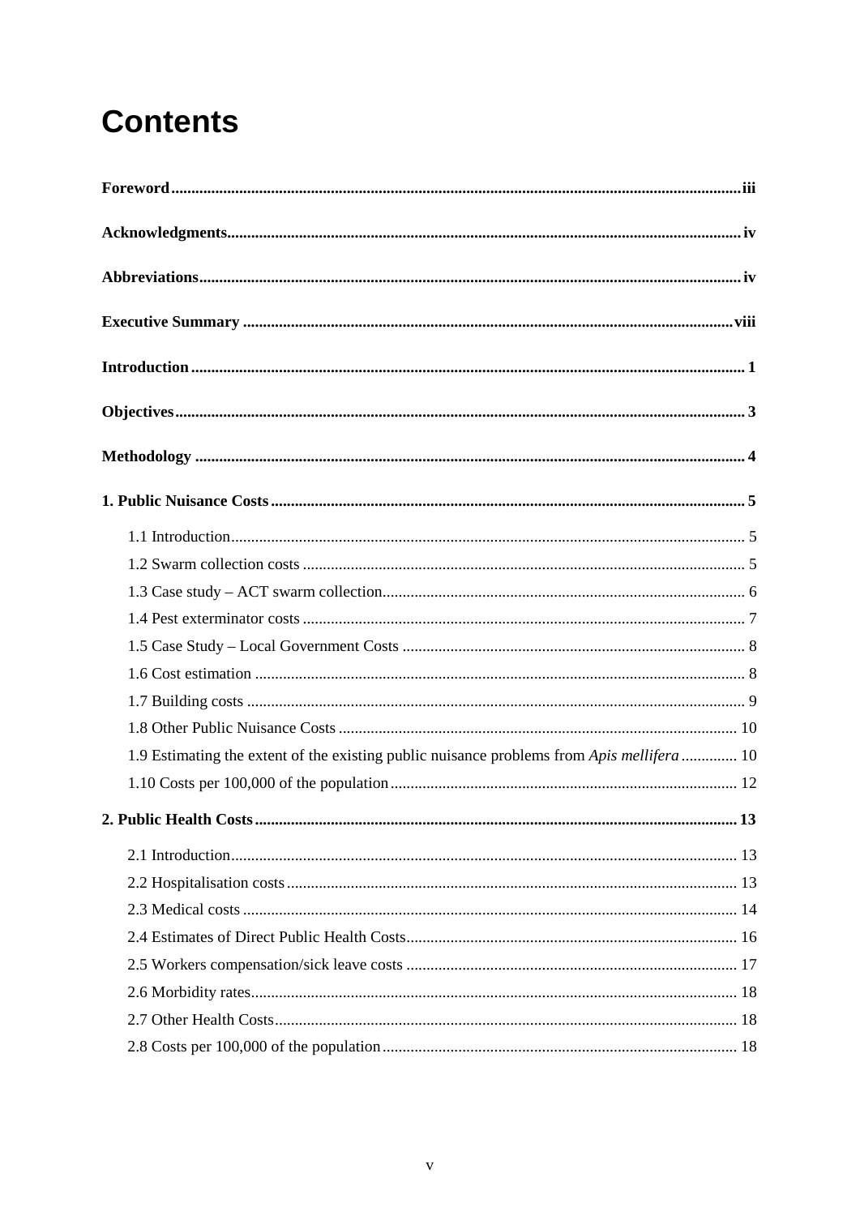# Contents

**Foreword** ..... iii

**Acknowledgments** ..... iv

**Abbreviations** ..... iv

**Executive Summary** ..... viii

**Introduction** ..... 1

**Objectives** ..... 3

**Methodology** ..... 4

**1. Public Nuisance Costs** ..... 5

- 1.1 Introduction ..... 5
- 1.2 Swarm collection costs ..... 5
- 1.3 Case study – ACT swarm collection ..... 6
- 1.4 Pest exterminator costs ..... 7
- 1.5 Case Study – Local Government Costs ..... 8
- 1.6 Cost estimation ..... 8
- 1.7 Building costs ..... 9
- 1.8 Other Public Nuisance Costs ..... 10
- 1.9 Estimating the extent of the existing public nuisance problems from *Apis mellifera* ..... 10
- 1.10 Costs per 100,000 of the population ..... 12

**2. Public Health Costs** ..... 13

- 2.1 Introduction ..... 13
- 2.2 Hospitalisation costs ..... 13
- 2.3 Medical costs ..... 14
- 2.4 Estimates of Direct Public Health Costs ..... 16
- 2.5 Workers compensation/sick leave costs ..... 17
- 2.6 Morbidity rates ..... 18
- 2.7 Other Health Costs ..... 18
- 2.8 Costs per 100,000 of the population ..... 18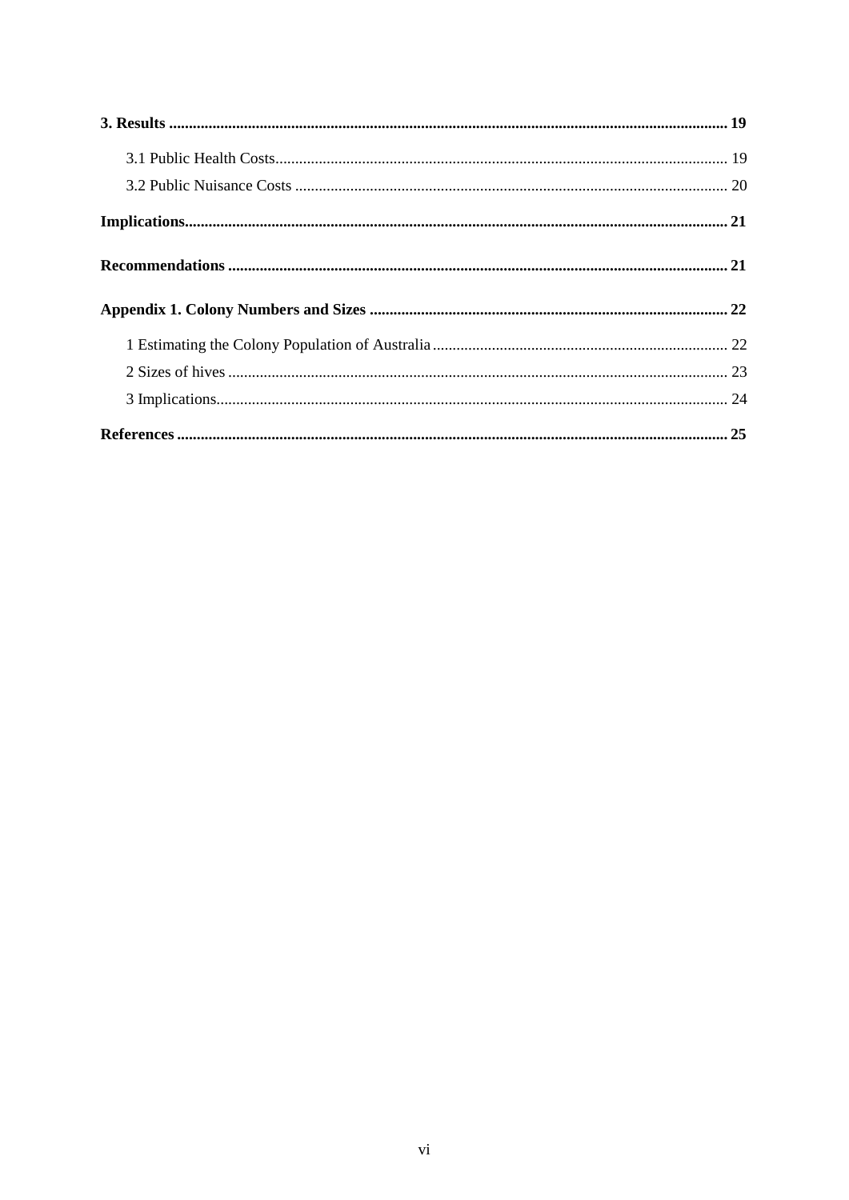**3. Results** ........................................................................................................................................ **19**

3.1 Public Health Costs ................................................................................................................. 19

3.2 Public Nuisance Costs ............................................................................................................. 20

**Implications** ........................................................................................................................................ **21**

**Recommendations** ............................................................................................................................. **21**

**Appendix 1. Colony Numbers and Sizes** .......................................................................................... **22**

1 Estimating the Colony Population of Australia ........................................................................... 22

2 Sizes of hives ............................................................................................................................... 23

3 Implications ................................................................................................................................. 24

**References** .......................................................................................................................................... **25**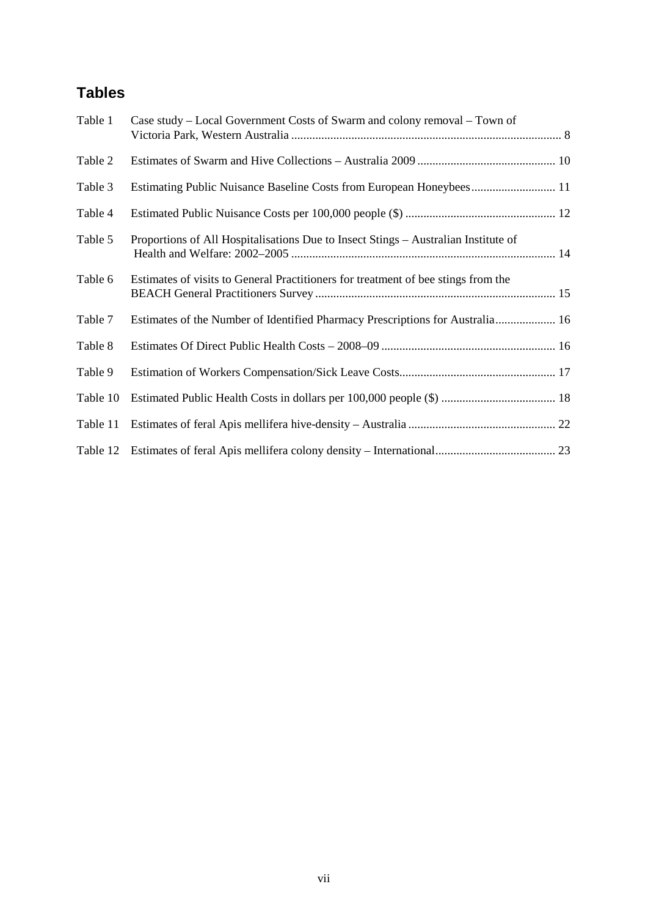## Tables

| | | |
|---|---|---|
| Table 1 | Case study – Local Government Costs of Swarm and colony removal – Town of Victoria Park, Western Australia | 8 |
| Table 2 | Estimates of Swarm and Hive Collections – Australia 2009 | 10 |
| Table 3 | Estimating Public Nuisance Baseline Costs from European Honeybees | 11 |
| Table 4 | Estimated Public Nuisance Costs per 100,000 people ($) | 12 |
| Table 5 | Proportions of All Hospitalisations Due to Insect Stings – Australian Institute of Health and Welfare: 2002–2005 | 14 |
| Table 6 | Estimates of visits to General Practitioners for treatment of bee stings from the BEACH General Practitioners Survey | 15 |
| Table 7 | Estimates of the Number of Identified Pharmacy Prescriptions for Australia | 16 |
| Table 8 | Estimates Of Direct Public Health Costs – 2008–09 | 16 |
| Table 9 | Estimation of Workers Compensation/Sick Leave Costs | 17 |
| Table 10 | Estimated Public Health Costs in dollars per 100,000 people ($) | 18 |
| Table 11 | Estimates of feral Apis mellifera hive-density – Australia | 22 |
| Table 12 | Estimates of feral Apis mellifera colony density – International | 23 |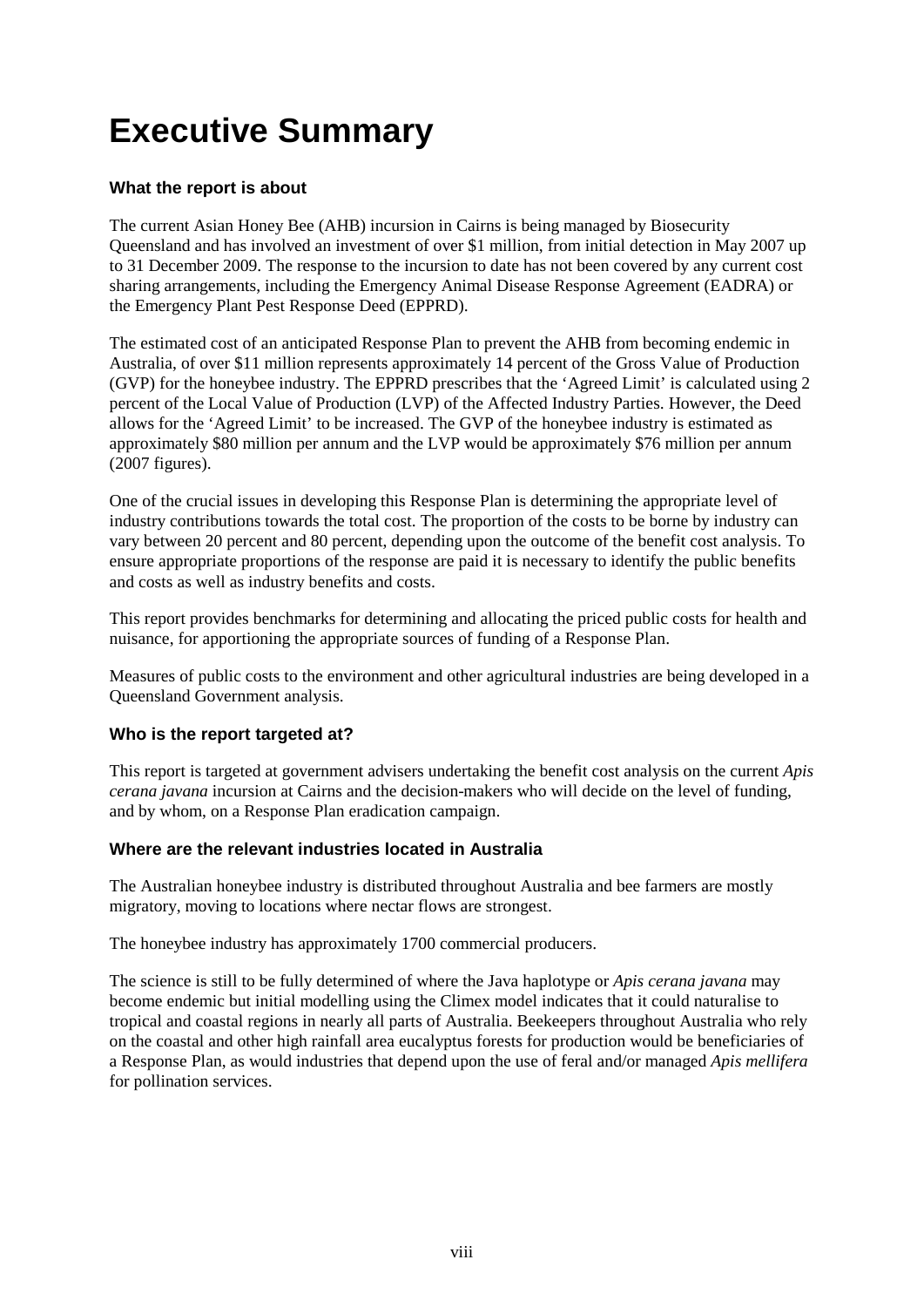# Executive Summary

### What the report is about

The current Asian Honey Bee (AHB) incursion in Cairns is being managed by Biosecurity Queensland and has involved an investment of over $1 million, from initial detection in May 2007 up to 31 December 2009. The response to the incursion to date has not been covered by any current cost sharing arrangements, including the Emergency Animal Disease Response Agreement (EADRA) or the Emergency Plant Pest Response Deed (EPPRD).

The estimated cost of an anticipated Response Plan to prevent the AHB from becoming endemic in Australia, of over $11 million represents approximately 14 percent of the Gross Value of Production (GVP) for the honeybee industry. The EPPRD prescribes that the 'Agreed Limit' is calculated using 2 percent of the Local Value of Production (LVP) of the Affected Industry Parties. However, the Deed allows for the 'Agreed Limit' to be increased. The GVP of the honeybee industry is estimated as approximately $80 million per annum and the LVP would be approximately $76 million per annum (2007 figures).

One of the crucial issues in developing this Response Plan is determining the appropriate level of industry contributions towards the total cost. The proportion of the costs to be borne by industry can vary between 20 percent and 80 percent, depending upon the outcome of the benefit cost analysis. To ensure appropriate proportions of the response are paid it is necessary to identify the public benefits and costs as well as industry benefits and costs.

This report provides benchmarks for determining and allocating the priced public costs for health and nuisance, for apportioning the appropriate sources of funding of a Response Plan.

Measures of public costs to the environment and other agricultural industries are being developed in a Queensland Government analysis.

### Who is the report targeted at?

This report is targeted at government advisers undertaking the benefit cost analysis on the current *Apis cerana javana* incursion at Cairns and the decision-makers who will decide on the level of funding, and by whom, on a Response Plan eradication campaign.

### Where are the relevant industries located in Australia

The Australian honeybee industry is distributed throughout Australia and bee farmers are mostly migratory, moving to locations where nectar flows are strongest.

The honeybee industry has approximately 1700 commercial producers.

The science is still to be fully determined of where the Java haplotype or *Apis cerana javana* may become endemic but initial modelling using the Climex model indicates that it could naturalise to tropical and coastal regions in nearly all parts of Australia. Beekeepers throughout Australia who rely on the coastal and other high rainfall area eucalyptus forests for production would be beneficiaries of a Response Plan, as would industries that depend upon the use of feral and/or managed *Apis mellifera* for pollination services.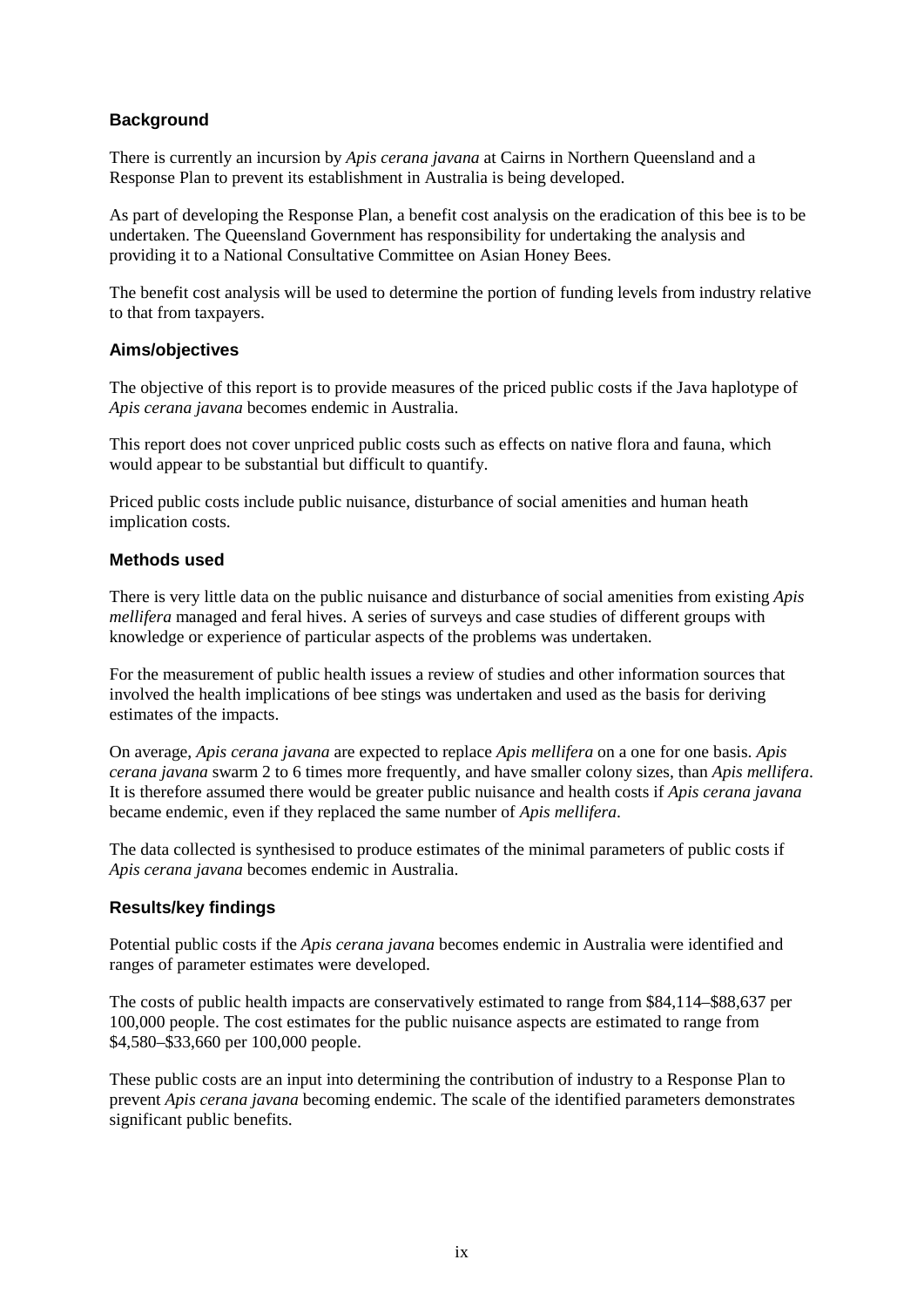### Background

There is currently an incursion by *Apis cerana javana* at Cairns in Northern Queensland and a Response Plan to prevent its establishment in Australia is being developed.

As part of developing the Response Plan, a benefit cost analysis on the eradication of this bee is to be undertaken. The Queensland Government has responsibility for undertaking the analysis and providing it to a National Consultative Committee on Asian Honey Bees.

The benefit cost analysis will be used to determine the portion of funding levels from industry relative to that from taxpayers.

### Aims/objectives

The objective of this report is to provide measures of the priced public costs if the Java haplotype of *Apis cerana javana* becomes endemic in Australia.

This report does not cover unpriced public costs such as effects on native flora and fauna, which would appear to be substantial but difficult to quantify.

Priced public costs include public nuisance, disturbance of social amenities and human heath implication costs.

### Methods used

There is very little data on the public nuisance and disturbance of social amenities from existing *Apis mellifera* managed and feral hives. A series of surveys and case studies of different groups with knowledge or experience of particular aspects of the problems was undertaken.

For the measurement of public health issues a review of studies and other information sources that involved the health implications of bee stings was undertaken and used as the basis for deriving estimates of the impacts.

On average, *Apis cerana javana* are expected to replace *Apis mellifera* on a one for one basis. *Apis cerana javana* swarm 2 to 6 times more frequently, and have smaller colony sizes, than *Apis mellifera*. It is therefore assumed there would be greater public nuisance and health costs if *Apis cerana javana* became endemic, even if they replaced the same number of *Apis mellifera*.

The data collected is synthesised to produce estimates of the minimal parameters of public costs if *Apis cerana javana* becomes endemic in Australia.

### Results/key findings

Potential public costs if the *Apis cerana javana* becomes endemic in Australia were identified and ranges of parameter estimates were developed.

The costs of public health impacts are conservatively estimated to range from $84,114–$88,637 per 100,000 people. The cost estimates for the public nuisance aspects are estimated to range from $4,580–$33,660 per 100,000 people.

These public costs are an input into determining the contribution of industry to a Response Plan to prevent *Apis cerana javana* becoming endemic. The scale of the identified parameters demonstrates significant public benefits.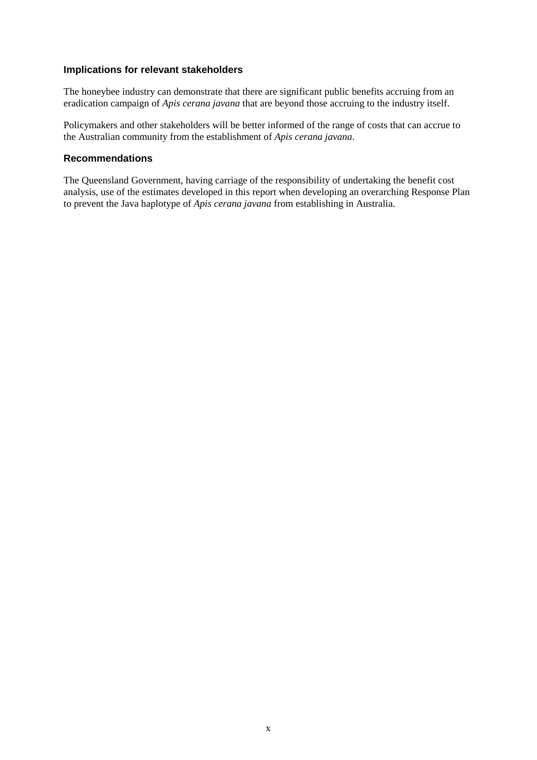### Implications for relevant stakeholders

The honeybee industry can demonstrate that there are significant public benefits accruing from an eradication campaign of *Apis cerana javana* that are beyond those accruing to the industry itself.

Policymakers and other stakeholders will be better informed of the range of costs that can accrue to the Australian community from the establishment of *Apis cerana javana*.

### Recommendations

The Queensland Government, having carriage of the responsibility of undertaking the benefit cost analysis, use of the estimates developed in this report when developing an overarching Response Plan to prevent the Java haplotype of *Apis cerana javana* from establishing in Australia.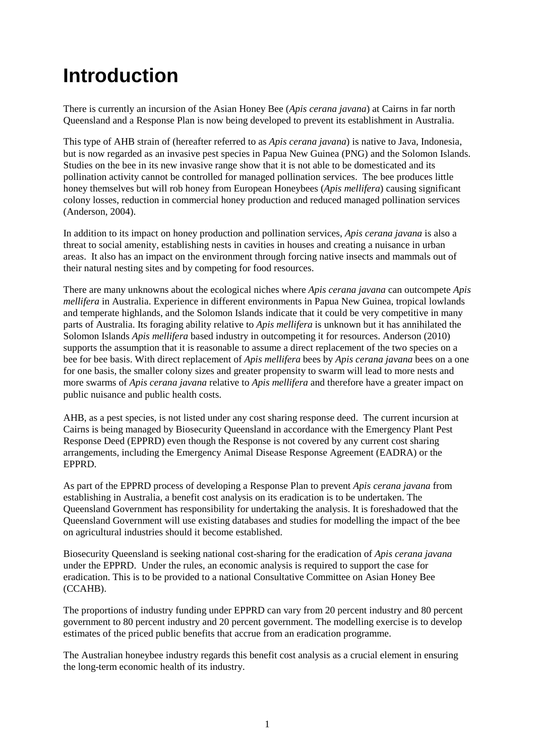# Introduction

There is currently an incursion of the Asian Honey Bee (*Apis cerana javana*) at Cairns in far north Queensland and a Response Plan is now being developed to prevent its establishment in Australia.

This type of AHB strain of (hereafter referred to as *Apis cerana javana*) is native to Java, Indonesia, but is now regarded as an invasive pest species in Papua New Guinea (PNG) and the Solomon Islands. Studies on the bee in its new invasive range show that it is not able to be domesticated and its pollination activity cannot be controlled for managed pollination services. The bee produces little honey themselves but will rob honey from European Honeybees (*Apis mellifera*) causing significant colony losses, reduction in commercial honey production and reduced managed pollination services (Anderson, 2004).

In addition to its impact on honey production and pollination services, *Apis cerana javana* is also a threat to social amenity, establishing nests in cavities in houses and creating a nuisance in urban areas. It also has an impact on the environment through forcing native insects and mammals out of their natural nesting sites and by competing for food resources.

There are many unknowns about the ecological niches where *Apis cerana javana* can outcompete *Apis mellifera* in Australia. Experience in different environments in Papua New Guinea, tropical lowlands and temperate highlands, and the Solomon Islands indicate that it could be very competitive in many parts of Australia. Its foraging ability relative to *Apis mellifera* is unknown but it has annihilated the Solomon Islands *Apis mellifera* based industry in outcompeting it for resources. Anderson (2010) supports the assumption that it is reasonable to assume a direct replacement of the two species on a bee for bee basis. With direct replacement of *Apis mellifera* bees by *Apis cerana javana* bees on a one for one basis, the smaller colony sizes and greater propensity to swarm will lead to more nests and more swarms of *Apis cerana javana* relative to *Apis mellifera* and therefore have a greater impact on public nuisance and public health costs.

AHB, as a pest species, is not listed under any cost sharing response deed. The current incursion at Cairns is being managed by Biosecurity Queensland in accordance with the Emergency Plant Pest Response Deed (EPPRD) even though the Response is not covered by any current cost sharing arrangements, including the Emergency Animal Disease Response Agreement (EADRA) or the EPPRD.

As part of the EPPRD process of developing a Response Plan to prevent *Apis cerana javana* from establishing in Australia, a benefit cost analysis on its eradication is to be undertaken. The Queensland Government has responsibility for undertaking the analysis. It is foreshadowed that the Queensland Government will use existing databases and studies for modelling the impact of the bee on agricultural industries should it become established.

Biosecurity Queensland is seeking national cost-sharing for the eradication of *Apis cerana javana* under the EPPRD. Under the rules, an economic analysis is required to support the case for eradication. This is to be provided to a national Consultative Committee on Asian Honey Bee (CCAHB).

The proportions of industry funding under EPPRD can vary from 20 percent industry and 80 percent government to 80 percent industry and 20 percent government. The modelling exercise is to develop estimates of the priced public benefits that accrue from an eradication programme.

The Australian honeybee industry regards this benefit cost analysis as a crucial element in ensuring the long-term economic health of its industry.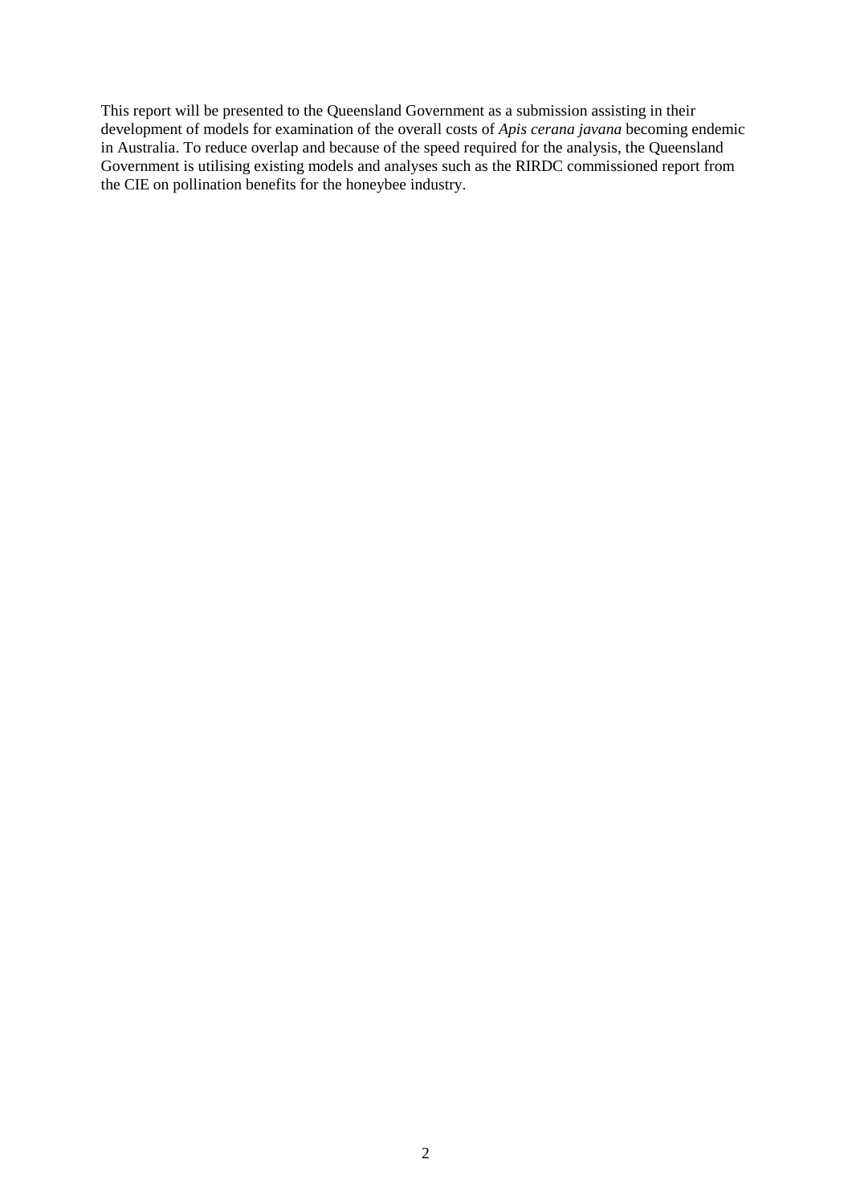This report will be presented to the Queensland Government as a submission assisting in their development of models for examination of the overall costs of *Apis cerana javana* becoming endemic in Australia. To reduce overlap and because of the speed required for the analysis, the Queensland Government is utilising existing models and analyses such as the RIRDC commissioned report from the CIE on pollination benefits for the honeybee industry.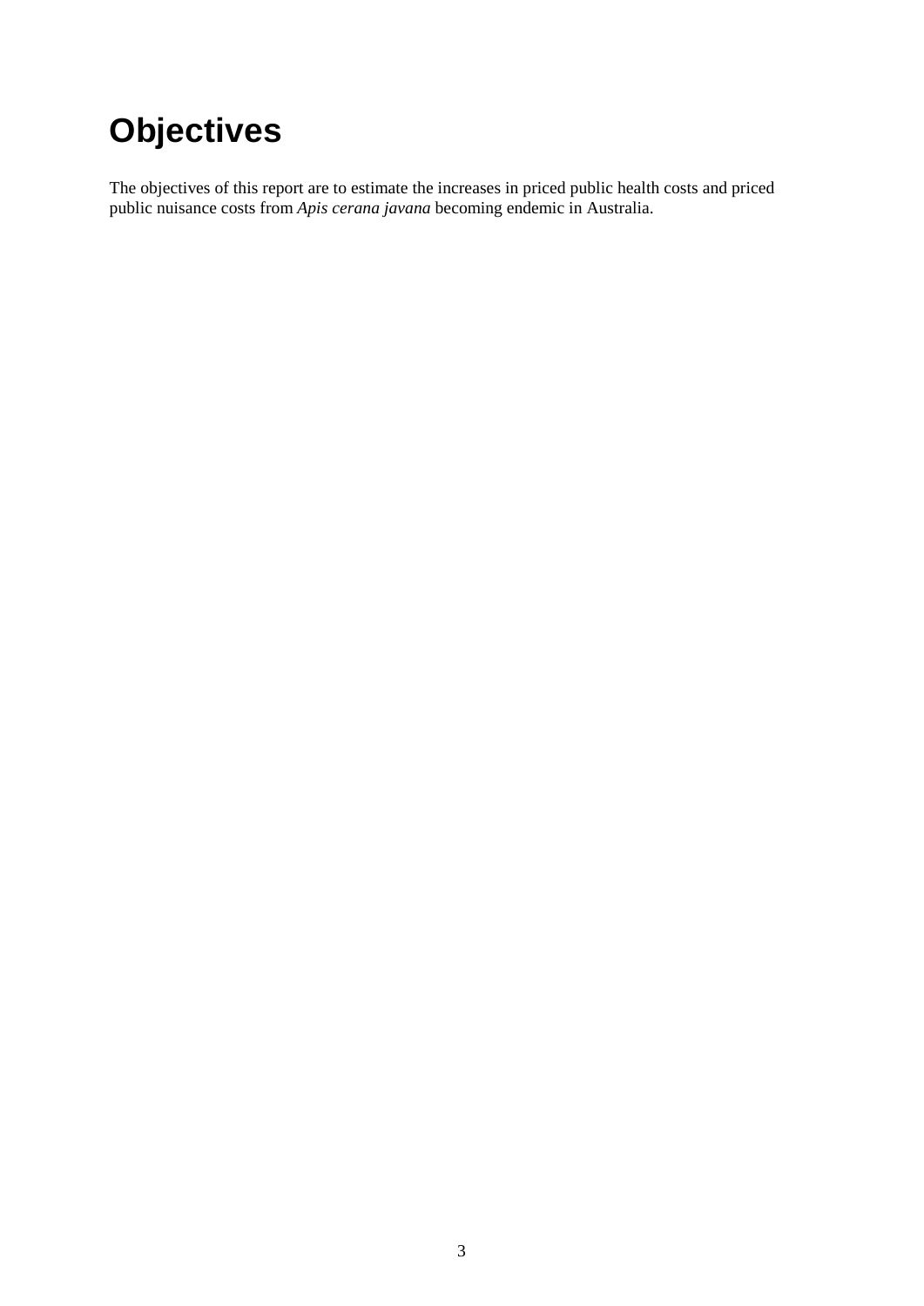# Objectives

The objectives of this report are to estimate the increases in priced public health costs and priced public nuisance costs from *Apis cerana javana* becoming endemic in Australia.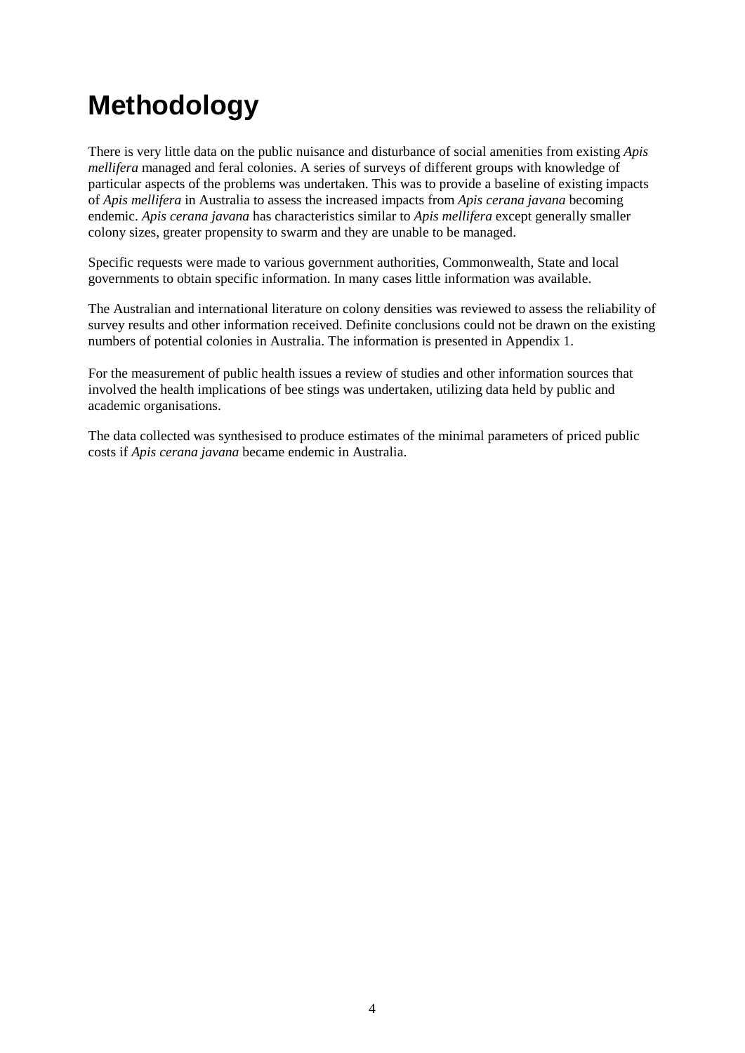# Methodology

There is very little data on the public nuisance and disturbance of social amenities from existing *Apis mellifera* managed and feral colonies. A series of surveys of different groups with knowledge of particular aspects of the problems was undertaken. This was to provide a baseline of existing impacts of *Apis mellifera* in Australia to assess the increased impacts from *Apis cerana javana* becoming endemic. *Apis cerana javana* has characteristics similar to *Apis mellifera* except generally smaller colony sizes, greater propensity to swarm and they are unable to be managed.

Specific requests were made to various government authorities, Commonwealth, State and local governments to obtain specific information. In many cases little information was available.

The Australian and international literature on colony densities was reviewed to assess the reliability of survey results and other information received. Definite conclusions could not be drawn on the existing numbers of potential colonies in Australia. The information is presented in Appendix 1.

For the measurement of public health issues a review of studies and other information sources that involved the health implications of bee stings was undertaken, utilizing data held by public and academic organisations.

The data collected was synthesised to produce estimates of the minimal parameters of priced public costs if *Apis cerana javana* became endemic in Australia.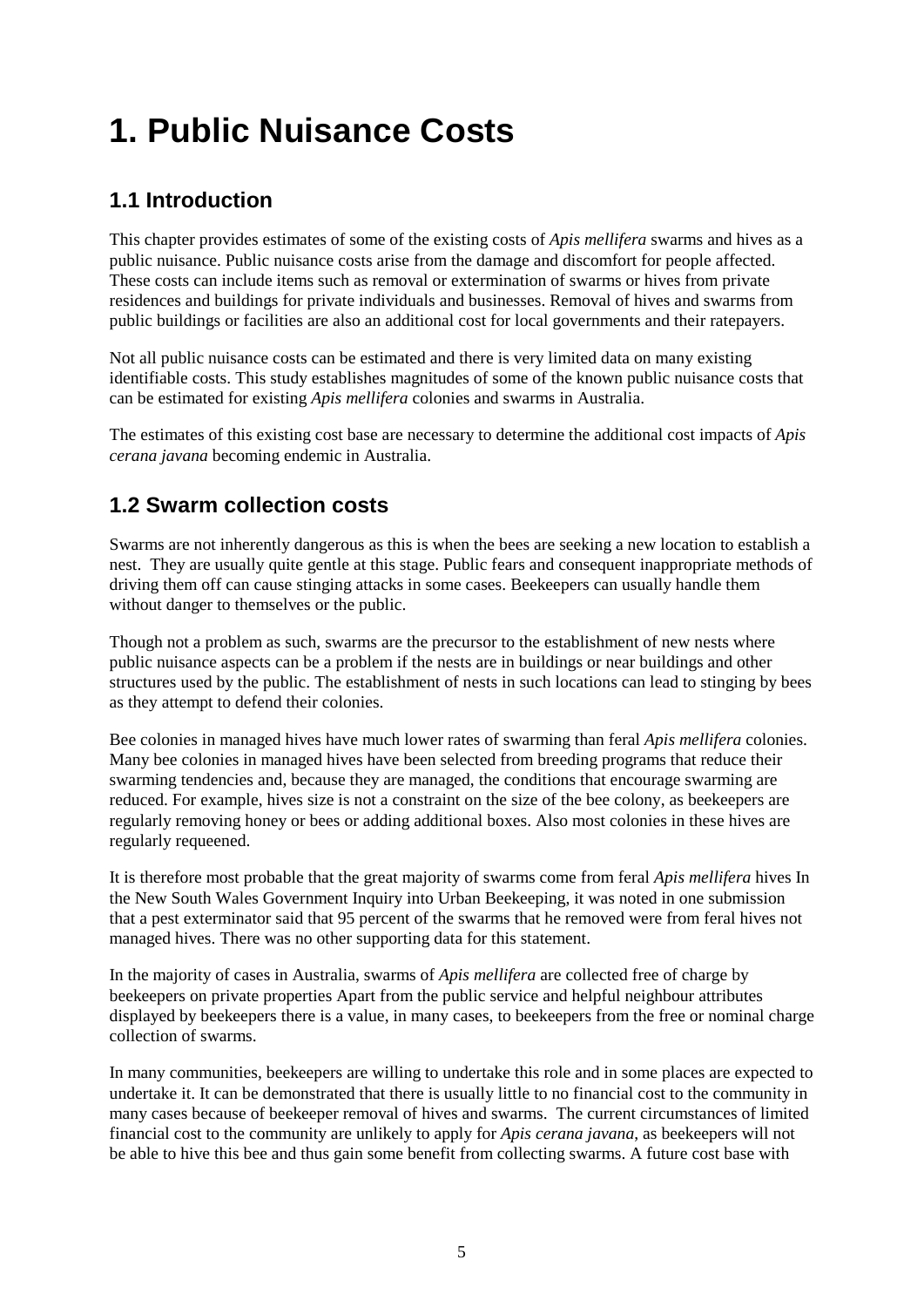# 1. Public Nuisance Costs

## 1.1 Introduction

This chapter provides estimates of some of the existing costs of *Apis mellifera* swarms and hives as a public nuisance. Public nuisance costs arise from the damage and discomfort for people affected. These costs can include items such as removal or extermination of swarms or hives from private residences and buildings for private individuals and businesses. Removal of hives and swarms from public buildings or facilities are also an additional cost for local governments and their ratepayers.

Not all public nuisance costs can be estimated and there is very limited data on many existing identifiable costs. This study establishes magnitudes of some of the known public nuisance costs that can be estimated for existing *Apis mellifera* colonies and swarms in Australia.

The estimates of this existing cost base are necessary to determine the additional cost impacts of *Apis cerana javana* becoming endemic in Australia.

## 1.2 Swarm collection costs

Swarms are not inherently dangerous as this is when the bees are seeking a new location to establish a nest. They are usually quite gentle at this stage. Public fears and consequent inappropriate methods of driving them off can cause stinging attacks in some cases. Beekeepers can usually handle them without danger to themselves or the public.

Though not a problem as such, swarms are the precursor to the establishment of new nests where public nuisance aspects can be a problem if the nests are in buildings or near buildings and other structures used by the public. The establishment of nests in such locations can lead to stinging by bees as they attempt to defend their colonies.

Bee colonies in managed hives have much lower rates of swarming than feral *Apis mellifera* colonies. Many bee colonies in managed hives have been selected from breeding programs that reduce their swarming tendencies and, because they are managed, the conditions that encourage swarming are reduced. For example, hives size is not a constraint on the size of the bee colony, as beekeepers are regularly removing honey or bees or adding additional boxes. Also most colonies in these hives are regularly requeened.

It is therefore most probable that the great majority of swarms come from feral *Apis mellifera* hives In the New South Wales Government Inquiry into Urban Beekeeping, it was noted in one submission that a pest exterminator said that 95 percent of the swarms that he removed were from feral hives not managed hives. There was no other supporting data for this statement.

In the majority of cases in Australia, swarms of *Apis mellifera* are collected free of charge by beekeepers on private properties Apart from the public service and helpful neighbour attributes displayed by beekeepers there is a value, in many cases, to beekeepers from the free or nominal charge collection of swarms.

In many communities, beekeepers are willing to undertake this role and in some places are expected to undertake it. It can be demonstrated that there is usually little to no financial cost to the community in many cases because of beekeeper removal of hives and swarms. The current circumstances of limited financial cost to the community are unlikely to apply for *Apis cerana javana*, as beekeepers will not be able to hive this bee and thus gain some benefit from collecting swarms. A future cost base with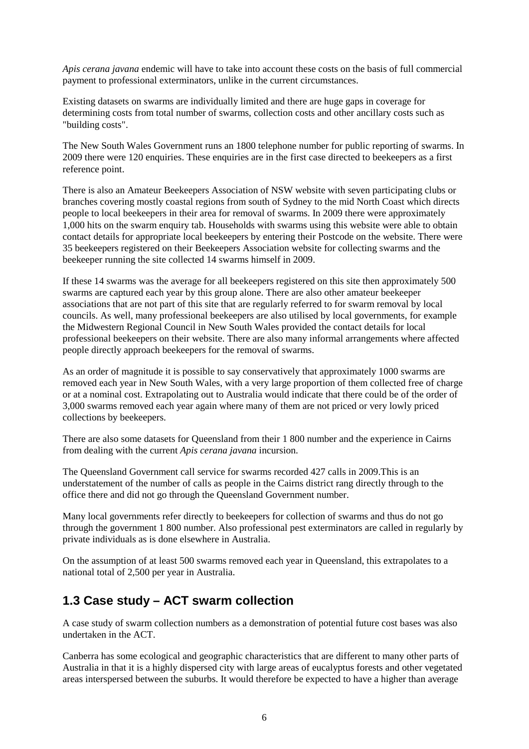*Apis cerana javana* endemic will have to take into account these costs on the basis of full commercial payment to professional exterminators, unlike in the current circumstances.

Existing datasets on swarms are individually limited and there are huge gaps in coverage for determining costs from total number of swarms, collection costs and other ancillary costs such as "building costs".

The New South Wales Government runs an 1800 telephone number for public reporting of swarms. In 2009 there were 120 enquiries. These enquiries are in the first case directed to beekeepers as a first reference point.

There is also an Amateur Beekeepers Association of NSW website with seven participating clubs or branches covering mostly coastal regions from south of Sydney to the mid North Coast which directs people to local beekeepers in their area for removal of swarms. In 2009 there were approximately 1,000 hits on the swarm enquiry tab. Households with swarms using this website were able to obtain contact details for appropriate local beekeepers by entering their Postcode on the website. There were 35 beekeepers registered on their Beekeepers Association website for collecting swarms and the beekeeper running the site collected 14 swarms himself in 2009.

If these 14 swarms was the average for all beekeepers registered on this site then approximately 500 swarms are captured each year by this group alone. There are also other amateur beekeeper associations that are not part of this site that are regularly referred to for swarm removal by local councils. As well, many professional beekeepers are also utilised by local governments, for example the Midwestern Regional Council in New South Wales provided the contact details for local professional beekeepers on their website. There are also many informal arrangements where affected people directly approach beekeepers for the removal of swarms.

As an order of magnitude it is possible to say conservatively that approximately 1000 swarms are removed each year in New South Wales, with a very large proportion of them collected free of charge or at a nominal cost. Extrapolating out to Australia would indicate that there could be of the order of 3,000 swarms removed each year again where many of them are not priced or very lowly priced collections by beekeepers.

There are also some datasets for Queensland from their 1 800 number and the experience in Cairns from dealing with the current *Apis cerana javana* incursion.

The Queensland Government call service for swarms recorded 427 calls in 2009.This is an understatement of the number of calls as people in the Cairns district rang directly through to the office there and did not go through the Queensland Government number.

Many local governments refer directly to beekeepers for collection of swarms and thus do not go through the government 1 800 number. Also professional pest exterminators are called in regularly by private individuals as is done elsewhere in Australia.

On the assumption of at least 500 swarms removed each year in Queensland, this extrapolates to a national total of 2,500 per year in Australia.

## 1.3 Case study – ACT swarm collection

A case study of swarm collection numbers as a demonstration of potential future cost bases was also undertaken in the ACT.

Canberra has some ecological and geographic characteristics that are different to many other parts of Australia in that it is a highly dispersed city with large areas of eucalyptus forests and other vegetated areas interspersed between the suburbs. It would therefore be expected to have a higher than average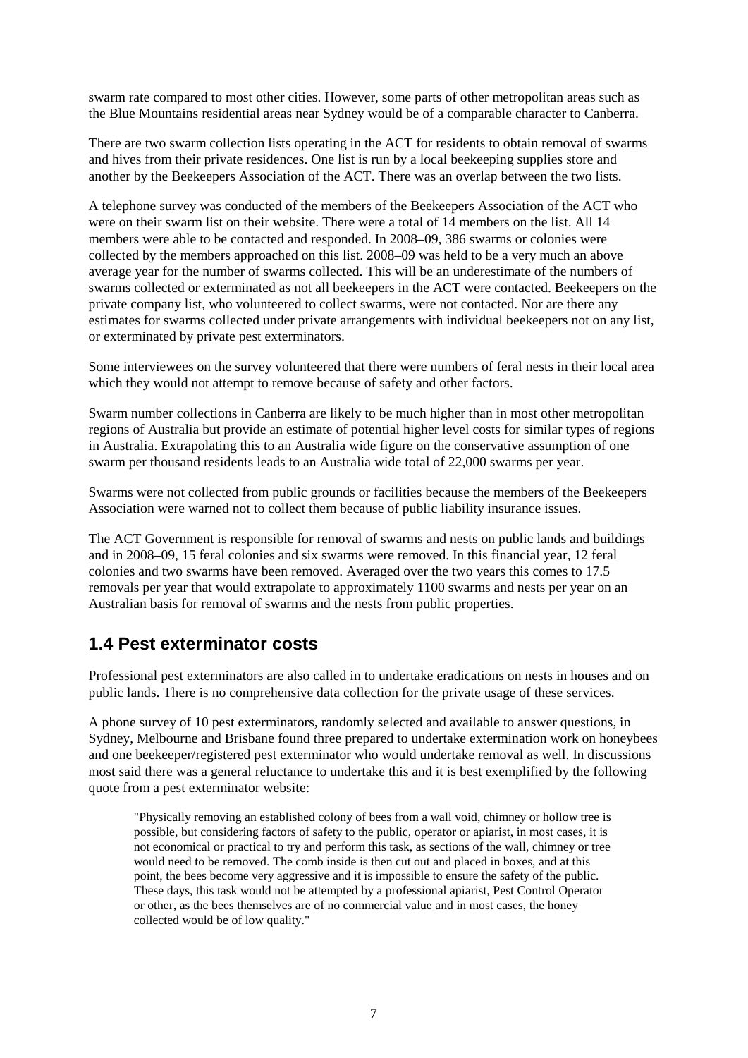swarm rate compared to most other cities. However, some parts of other metropolitan areas such as the Blue Mountains residential areas near Sydney would be of a comparable character to Canberra.

There are two swarm collection lists operating in the ACT for residents to obtain removal of swarms and hives from their private residences. One list is run by a local beekeeping supplies store and another by the Beekeepers Association of the ACT. There was an overlap between the two lists.

A telephone survey was conducted of the members of the Beekeepers Association of the ACT who were on their swarm list on their website. There were a total of 14 members on the list. All 14 members were able to be contacted and responded. In 2008–09, 386 swarms or colonies were collected by the members approached on this list. 2008–09 was held to be a very much an above average year for the number of swarms collected. This will be an underestimate of the numbers of swarms collected or exterminated as not all beekeepers in the ACT were contacted. Beekeepers on the private company list, who volunteered to collect swarms, were not contacted. Nor are there any estimates for swarms collected under private arrangements with individual beekeepers not on any list, or exterminated by private pest exterminators.

Some interviewees on the survey volunteered that there were numbers of feral nests in their local area which they would not attempt to remove because of safety and other factors.

Swarm number collections in Canberra are likely to be much higher than in most other metropolitan regions of Australia but provide an estimate of potential higher level costs for similar types of regions in Australia. Extrapolating this to an Australia wide figure on the conservative assumption of one swarm per thousand residents leads to an Australia wide total of 22,000 swarms per year.

Swarms were not collected from public grounds or facilities because the members of the Beekeepers Association were warned not to collect them because of public liability insurance issues.

The ACT Government is responsible for removal of swarms and nests on public lands and buildings and in 2008–09, 15 feral colonies and six swarms were removed. In this financial year, 12 feral colonies and two swarms have been removed. Averaged over the two years this comes to 17.5 removals per year that would extrapolate to approximately 1100 swarms and nests per year on an Australian basis for removal of swarms and the nests from public properties.

## 1.4 Pest exterminator costs

Professional pest exterminators are also called in to undertake eradications on nests in houses and on public lands. There is no comprehensive data collection for the private usage of these services.

A phone survey of 10 pest exterminators, randomly selected and available to answer questions, in Sydney, Melbourne and Brisbane found three prepared to undertake extermination work on honeybees and one beekeeper/registered pest exterminator who would undertake removal as well. In discussions most said there was a general reluctance to undertake this and it is best exemplified by the following quote from a pest exterminator website:

> "Physically removing an established colony of bees from a wall void, chimney or hollow tree is possible, but considering factors of safety to the public, operator or apiarist, in most cases, it is not economical or practical to try and perform this task, as sections of the wall, chimney or tree would need to be removed. The comb inside is then cut out and placed in boxes, and at this point, the bees become very aggressive and it is impossible to ensure the safety of the public. These days, this task would not be attempted by a professional apiarist, Pest Control Operator or other, as the bees themselves are of no commercial value and in most cases, the honey collected would be of low quality."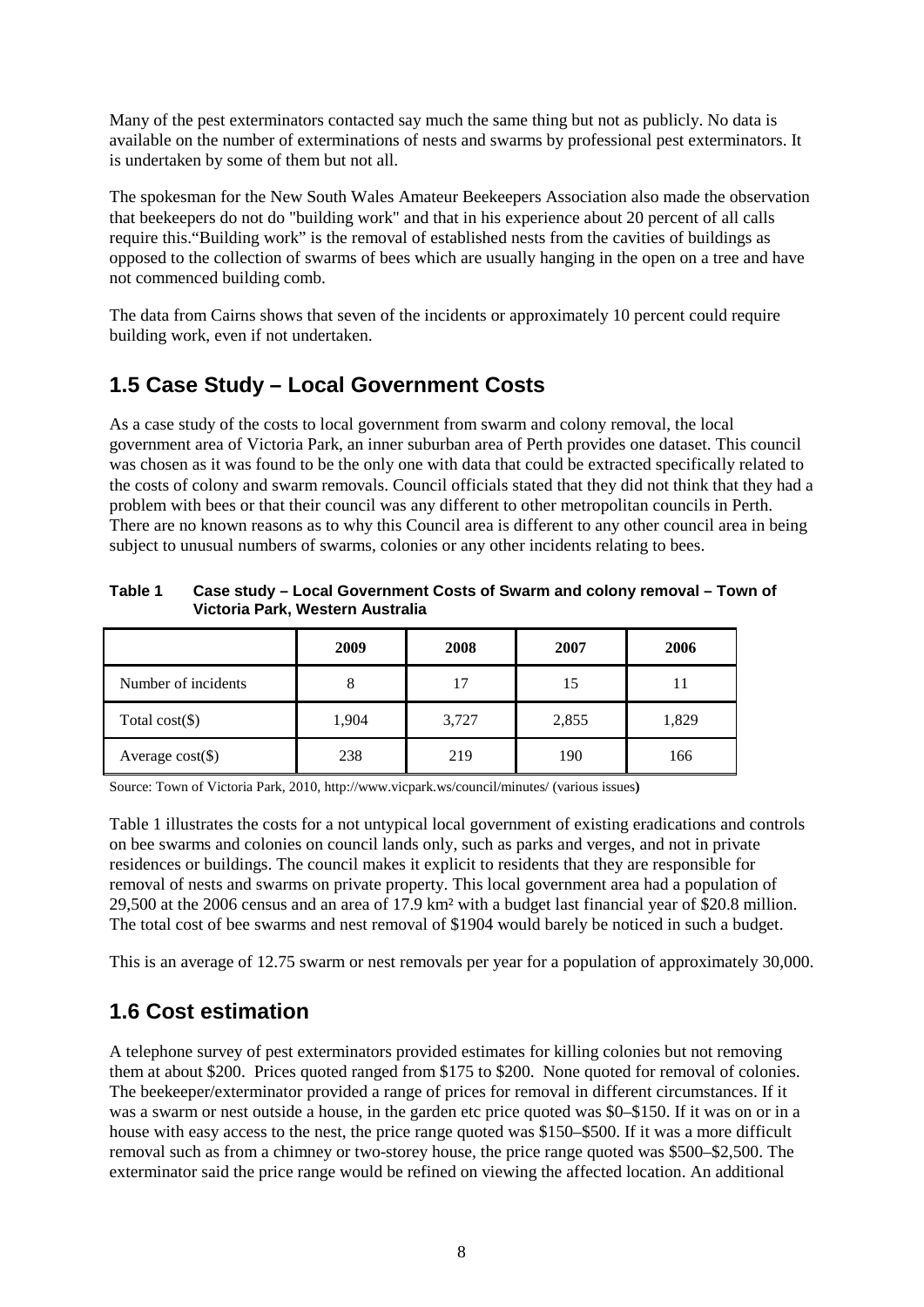Many of the pest exterminators contacted say much the same thing but not as publicly. No data is available on the number of exterminations of nests and swarms by professional pest exterminators. It is undertaken by some of them but not all.

The spokesman for the New South Wales Amateur Beekeepers Association also made the observation that beekeepers do not do "building work" and that in his experience about 20 percent of all calls require this."Building work" is the removal of established nests from the cavities of buildings as opposed to the collection of swarms of bees which are usually hanging in the open on a tree and have not commenced building comb.

The data from Cairns shows that seven of the incidents or approximately 10 percent could require building work, even if not undertaken.

## 1.5 Case Study – Local Government Costs

As a case study of the costs to local government from swarm and colony removal, the local government area of Victoria Park, an inner suburban area of Perth provides one dataset. This council was chosen as it was found to be the only one with data that could be extracted specifically related to the costs of colony and swarm removals. Council officials stated that they did not think that they had a problem with bees or that their council was any different to other metropolitan councils in Perth. There are no known reasons as to why this Council area is different to any other council area in being subject to unusual numbers of swarms, colonies or any other incidents relating to bees.

**Table 1 Case study – Local Government Costs of Swarm and colony removal – Town of Victoria Park, Western Australia**

| | 2009 | 2008 | 2007 | 2006 |
|---|---|---|---|---|
| Number of incidents | 8 | 17 | 15 | 11 |
| Total cost($) | 1,904 | 3,727 | 2,855 | 1,829 |
| Average cost($) | 238 | 219 | 190 | 166 |

Source: Town of Victoria Park, 2010, http://www.vicpark.ws/council/minutes/ (various issues)

Table 1 illustrates the costs for a not untypical local government of existing eradications and controls on bee swarms and colonies on council lands only, such as parks and verges, and not in private residences or buildings. The council makes it explicit to residents that they are responsible for removal of nests and swarms on private property. This local government area had a population of 29,500 at the 2006 census and an area of 17.9 km² with a budget last financial year of $20.8 million. The total cost of bee swarms and nest removal of $1904 would barely be noticed in such a budget.

This is an average of 12.75 swarm or nest removals per year for a population of approximately 30,000.

## 1.6 Cost estimation

A telephone survey of pest exterminators provided estimates for killing colonies but not removing them at about $200. Prices quoted ranged from $175 to $200. None quoted for removal of colonies. The beekeeper/exterminator provided a range of prices for removal in different circumstances. If it was a swarm or nest outside a house, in the garden etc price quoted was $0–$150. If it was on or in a house with easy access to the nest, the price range quoted was $150–$500. If it was a more difficult removal such as from a chimney or two-storey house, the price range quoted was $500–$2,500. The exterminator said the price range would be refined on viewing the affected location. An additional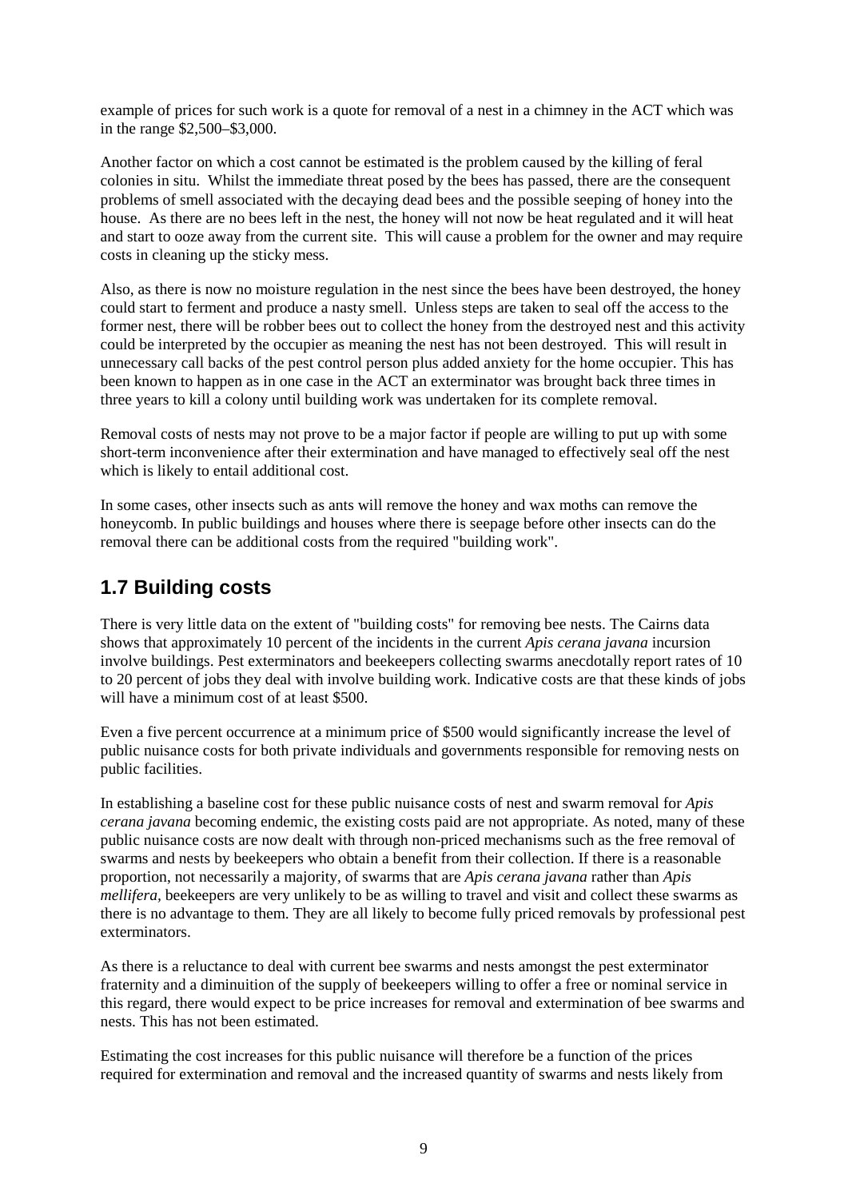example of prices for such work is a quote for removal of a nest in a chimney in the ACT which was in the range $2,500–$3,000.

Another factor on which a cost cannot be estimated is the problem caused by the killing of feral colonies in situ. Whilst the immediate threat posed by the bees has passed, there are the consequent problems of smell associated with the decaying dead bees and the possible seeping of honey into the house. As there are no bees left in the nest, the honey will not now be heat regulated and it will heat and start to ooze away from the current site. This will cause a problem for the owner and may require costs in cleaning up the sticky mess.

Also, as there is now no moisture regulation in the nest since the bees have been destroyed, the honey could start to ferment and produce a nasty smell. Unless steps are taken to seal off the access to the former nest, there will be robber bees out to collect the honey from the destroyed nest and this activity could be interpreted by the occupier as meaning the nest has not been destroyed. This will result in unnecessary call backs of the pest control person plus added anxiety for the home occupier. This has been known to happen as in one case in the ACT an exterminator was brought back three times in three years to kill a colony until building work was undertaken for its complete removal.

Removal costs of nests may not prove to be a major factor if people are willing to put up with some short-term inconvenience after their extermination and have managed to effectively seal off the nest which is likely to entail additional cost.

In some cases, other insects such as ants will remove the honey and wax moths can remove the honeycomb. In public buildings and houses where there is seepage before other insects can do the removal there can be additional costs from the required "building work".

## 1.7 Building costs

There is very little data on the extent of "building costs" for removing bee nests. The Cairns data shows that approximately 10 percent of the incidents in the current *Apis cerana javana* incursion involve buildings. Pest exterminators and beekeepers collecting swarms anecdotally report rates of 10 to 20 percent of jobs they deal with involve building work. Indicative costs are that these kinds of jobs will have a minimum cost of at least $500.

Even a five percent occurrence at a minimum price of $500 would significantly increase the level of public nuisance costs for both private individuals and governments responsible for removing nests on public facilities.

In establishing a baseline cost for these public nuisance costs of nest and swarm removal for *Apis cerana javana* becoming endemic, the existing costs paid are not appropriate. As noted, many of these public nuisance costs are now dealt with through non-priced mechanisms such as the free removal of swarms and nests by beekeepers who obtain a benefit from their collection. If there is a reasonable proportion, not necessarily a majority, of swarms that are *Apis cerana javana* rather than *Apis mellifera*, beekeepers are very unlikely to be as willing to travel and visit and collect these swarms as there is no advantage to them. They are all likely to become fully priced removals by professional pest exterminators.

As there is a reluctance to deal with current bee swarms and nests amongst the pest exterminator fraternity and a diminuition of the supply of beekeepers willing to offer a free or nominal service in this regard, there would expect to be price increases for removal and extermination of bee swarms and nests. This has not been estimated.

Estimating the cost increases for this public nuisance will therefore be a function of the prices required for extermination and removal and the increased quantity of swarms and nests likely from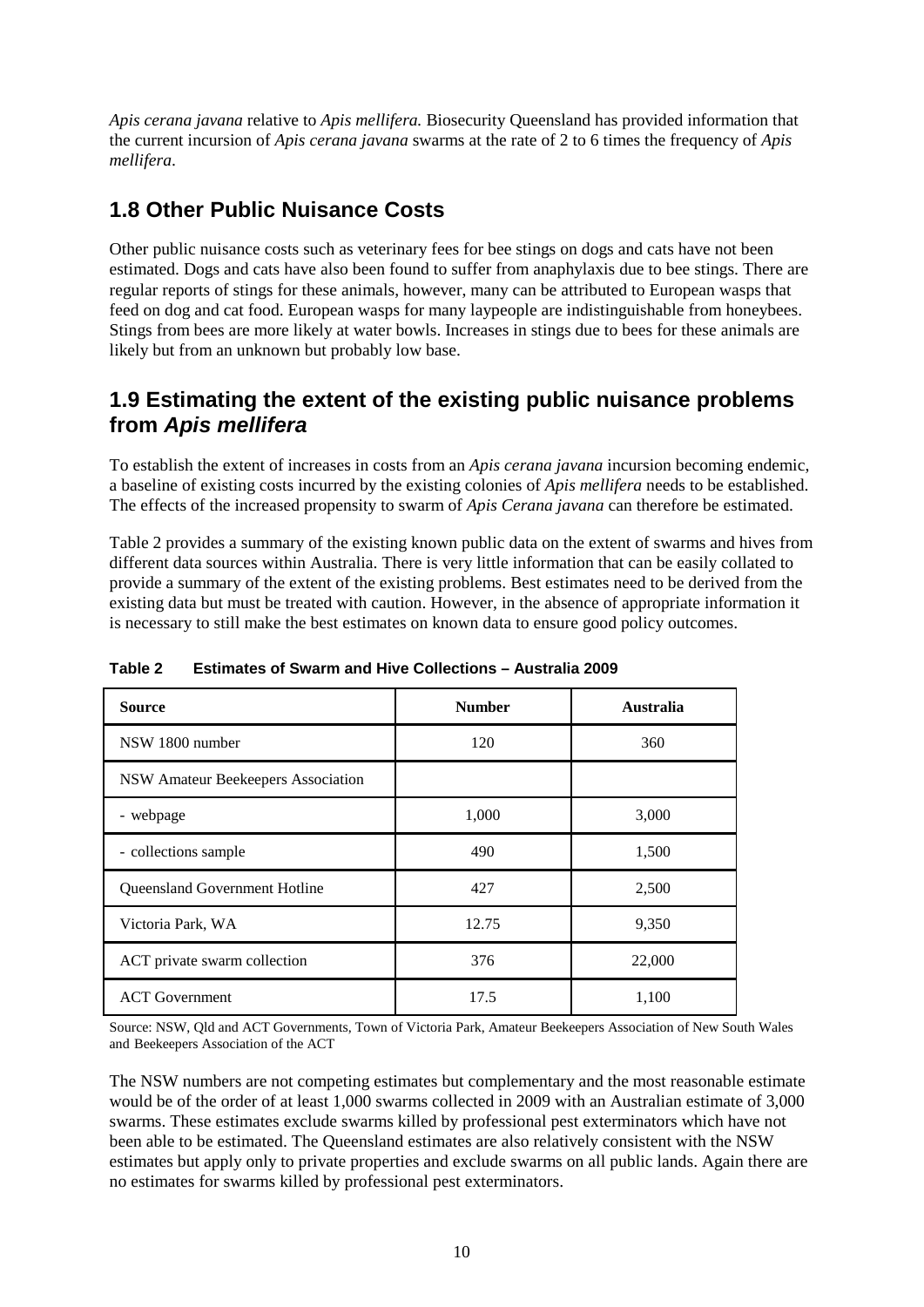*Apis cerana javana* relative to *Apis mellifera.* Biosecurity Queensland has provided information that the current incursion of *Apis cerana javana* swarms at the rate of 2 to 6 times the frequency of *Apis mellifera*.

## 1.8 Other Public Nuisance Costs

Other public nuisance costs such as veterinary fees for bee stings on dogs and cats have not been estimated. Dogs and cats have also been found to suffer from anaphylaxis due to bee stings. There are regular reports of stings for these animals, however, many can be attributed to European wasps that feed on dog and cat food. European wasps for many laypeople are indistinguishable from honeybees. Stings from bees are more likely at water bowls. Increases in stings due to bees for these animals are likely but from an unknown but probably low base.

## 1.9 Estimating the extent of the existing public nuisance problems from *Apis mellifera*

To establish the extent of increases in costs from an *Apis cerana javana* incursion becoming endemic, a baseline of existing costs incurred by the existing colonies of *Apis mellifera* needs to be established. The effects of the increased propensity to swarm of *Apis Cerana javana* can therefore be estimated.

Table 2 provides a summary of the existing known public data on the extent of swarms and hives from different data sources within Australia. There is very little information that can be easily collated to provide a summary of the extent of the existing problems. Best estimates need to be derived from the existing data but must be treated with caution. However, in the absence of appropriate information it is necessary to still make the best estimates on known data to ensure good policy outcomes.

**Table 2 Estimates of Swarm and Hive Collections – Australia 2009**

| Source | Number | Australia |
|---|---|---|
| NSW 1800 number | 120 | 360 |
| NSW Amateur Beekeepers Association | | |
| - webpage | 1,000 | 3,000 |
| - collections sample | 490 | 1,500 |
| Queensland Government Hotline | 427 | 2,500 |
| Victoria Park, WA | 12.75 | 9,350 |
| ACT private swarm collection | 376 | 22,000 |
| ACT Government | 17.5 | 1,100 |

Source: NSW, Qld and ACT Governments, Town of Victoria Park, Amateur Beekeepers Association of New South Wales and Beekeepers Association of the ACT

The NSW numbers are not competing estimates but complementary and the most reasonable estimate would be of the order of at least 1,000 swarms collected in 2009 with an Australian estimate of 3,000 swarms. These estimates exclude swarms killed by professional pest exterminators which have not been able to be estimated. The Queensland estimates are also relatively consistent with the NSW estimates but apply only to private properties and exclude swarms on all public lands. Again there are no estimates for swarms killed by professional pest exterminators.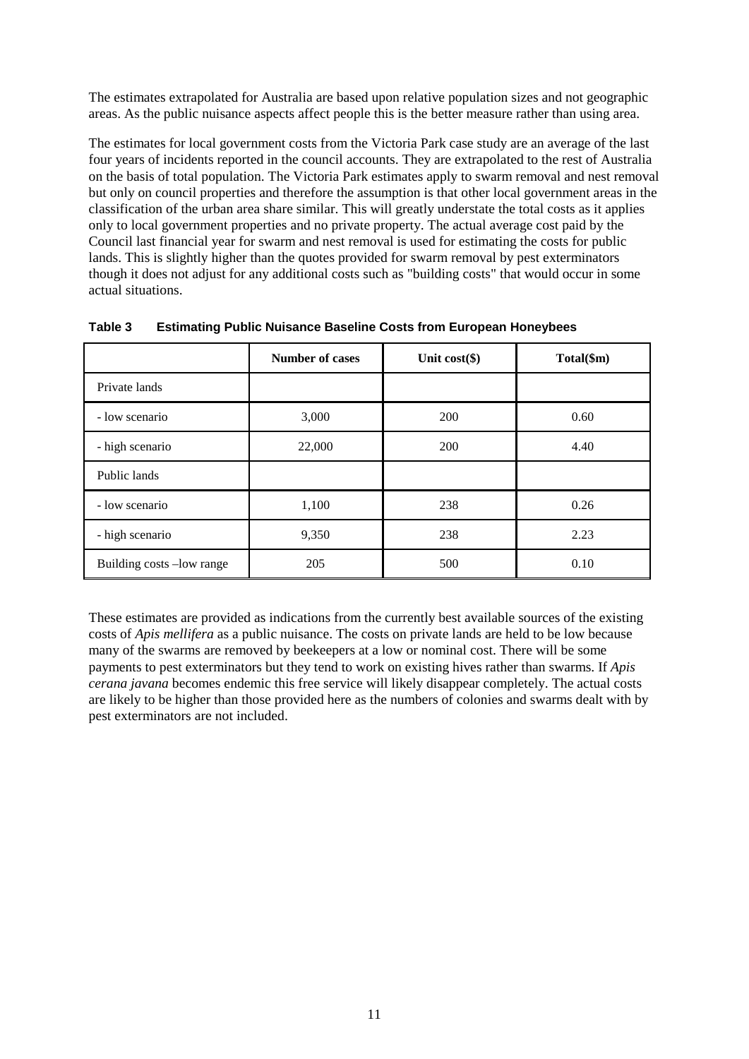The estimates extrapolated for Australia are based upon relative population sizes and not geographic areas. As the public nuisance aspects affect people this is the better measure rather than using area.

The estimates for local government costs from the Victoria Park case study are an average of the last four years of incidents reported in the council accounts. They are extrapolated to the rest of Australia on the basis of total population. The Victoria Park estimates apply to swarm removal and nest removal but only on council properties and therefore the assumption is that other local government areas in the classification of the urban area share similar. This will greatly understate the total costs as it applies only to local government properties and no private property. The actual average cost paid by the Council last financial year for swarm and nest removal is used for estimating the costs for public lands. This is slightly higher than the quotes provided for swarm removal by pest exterminators though it does not adjust for any additional costs such as "building costs" that would occur in some actual situations.

**Table 3 Estimating Public Nuisance Baseline Costs from European Honeybees**

| | Number of cases | Unit cost($) | Total($m) |
|---|---|---|---|
| Private lands | | | |
| - low scenario | 3,000 | 200 | 0.60 |
| - high scenario | 22,000 | 200 | 4.40 |
| Public lands | | | |
| - low scenario | 1,100 | 238 | 0.26 |
| - high scenario | 9,350 | 238 | 2.23 |
| Building costs –low range | 205 | 500 | 0.10 |

These estimates are provided as indications from the currently best available sources of the existing costs of *Apis mellifera* as a public nuisance. The costs on private lands are held to be low because many of the swarms are removed by beekeepers at a low or nominal cost. There will be some payments to pest exterminators but they tend to work on existing hives rather than swarms. If *Apis cerana javana* becomes endemic this free service will likely disappear completely. The actual costs are likely to be higher than those provided here as the numbers of colonies and swarms dealt with by pest exterminators are not included.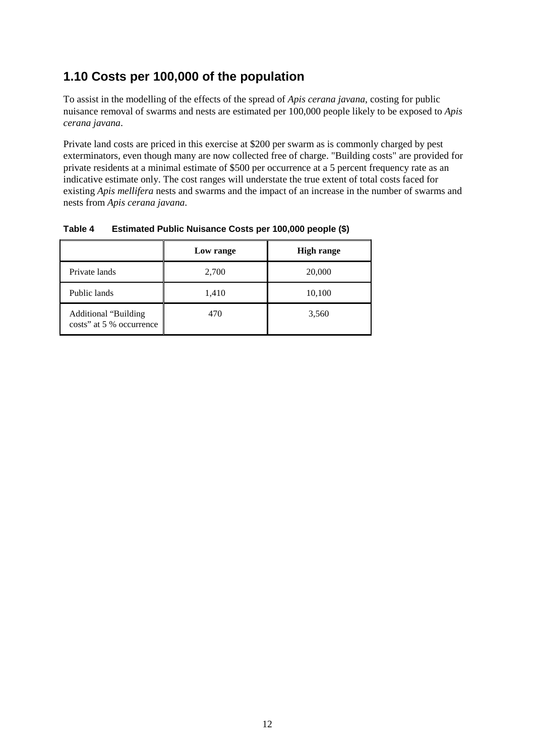## 1.10 Costs per 100,000 of the population

To assist in the modelling of the effects of the spread of *Apis cerana javana*, costing for public nuisance removal of swarms and nests are estimated per 100,000 people likely to be exposed to *Apis cerana javana*.

Private land costs are priced in this exercise at $200 per swarm as is commonly charged by pest exterminators, even though many are now collected free of charge. "Building costs" are provided for private residents at a minimal estimate of $500 per occurrence at a 5 percent frequency rate as an indicative estimate only. The cost ranges will understate the true extent of total costs faced for existing *Apis mellifera* nests and swarms and the impact of an increase in the number of swarms and nests from *Apis cerana javana*.

**Table 4 Estimated Public Nuisance Costs per 100,000 people ($)**

| | Low range | High range |
|---|---|---|
| Private lands | 2,700 | 20,000 |
| Public lands | 1,410 | 10,100 |
| Additional "Building costs" at 5 % occurrence | 470 | 3,560 |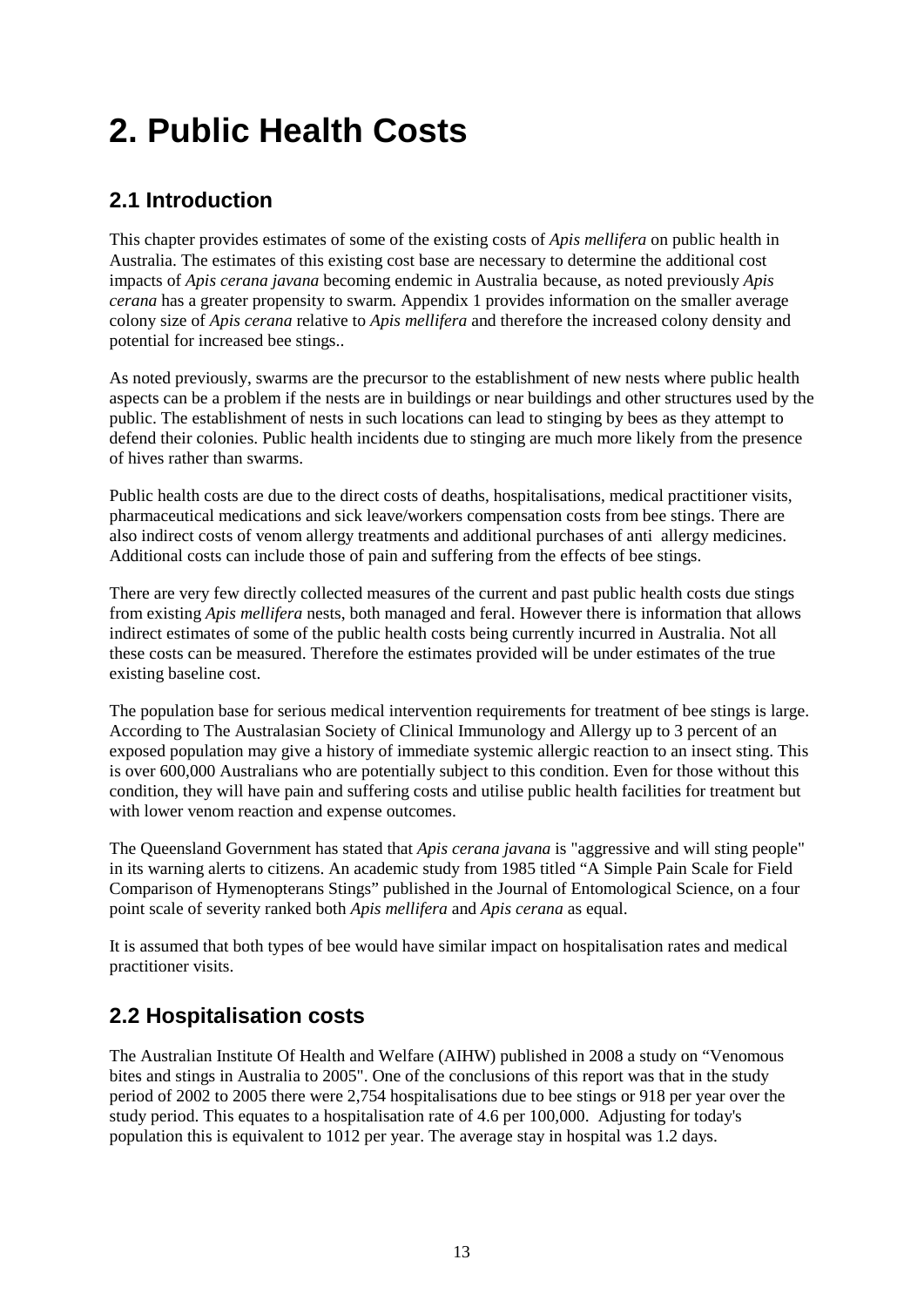# 2. Public Health Costs

## 2.1 Introduction

This chapter provides estimates of some of the existing costs of *Apis mellifera* on public health in Australia. The estimates of this existing cost base are necessary to determine the additional cost impacts of *Apis cerana javana* becoming endemic in Australia because, as noted previously *Apis cerana* has a greater propensity to swarm. Appendix 1 provides information on the smaller average colony size of *Apis cerana* relative to *Apis mellifera* and therefore the increased colony density and potential for increased bee stings..

As noted previously, swarms are the precursor to the establishment of new nests where public health aspects can be a problem if the nests are in buildings or near buildings and other structures used by the public. The establishment of nests in such locations can lead to stinging by bees as they attempt to defend their colonies. Public health incidents due to stinging are much more likely from the presence of hives rather than swarms.

Public health costs are due to the direct costs of deaths, hospitalisations, medical practitioner visits, pharmaceutical medications and sick leave/workers compensation costs from bee stings. There are also indirect costs of venom allergy treatments and additional purchases of anti allergy medicines. Additional costs can include those of pain and suffering from the effects of bee stings.

There are very few directly collected measures of the current and past public health costs due stings from existing *Apis mellifera* nests, both managed and feral. However there is information that allows indirect estimates of some of the public health costs being currently incurred in Australia. Not all these costs can be measured. Therefore the estimates provided will be under estimates of the true existing baseline cost.

The population base for serious medical intervention requirements for treatment of bee stings is large. According to The Australasian Society of Clinical Immunology and Allergy up to 3 percent of an exposed population may give a history of immediate systemic allergic reaction to an insect sting. This is over 600,000 Australians who are potentially subject to this condition. Even for those without this condition, they will have pain and suffering costs and utilise public health facilities for treatment but with lower venom reaction and expense outcomes.

The Queensland Government has stated that *Apis cerana javana* is "aggressive and will sting people" in its warning alerts to citizens. An academic study from 1985 titled "A Simple Pain Scale for Field Comparison of Hymenopterans Stings" published in the Journal of Entomological Science, on a four point scale of severity ranked both *Apis mellifera* and *Apis cerana* as equal.

It is assumed that both types of bee would have similar impact on hospitalisation rates and medical practitioner visits.

## 2.2 Hospitalisation costs

The Australian Institute Of Health and Welfare (AIHW) published in 2008 a study on "Venomous bites and stings in Australia to 2005". One of the conclusions of this report was that in the study period of 2002 to 2005 there were 2,754 hospitalisations due to bee stings or 918 per year over the study period. This equates to a hospitalisation rate of 4.6 per 100,000. Adjusting for today's population this is equivalent to 1012 per year. The average stay in hospital was 1.2 days.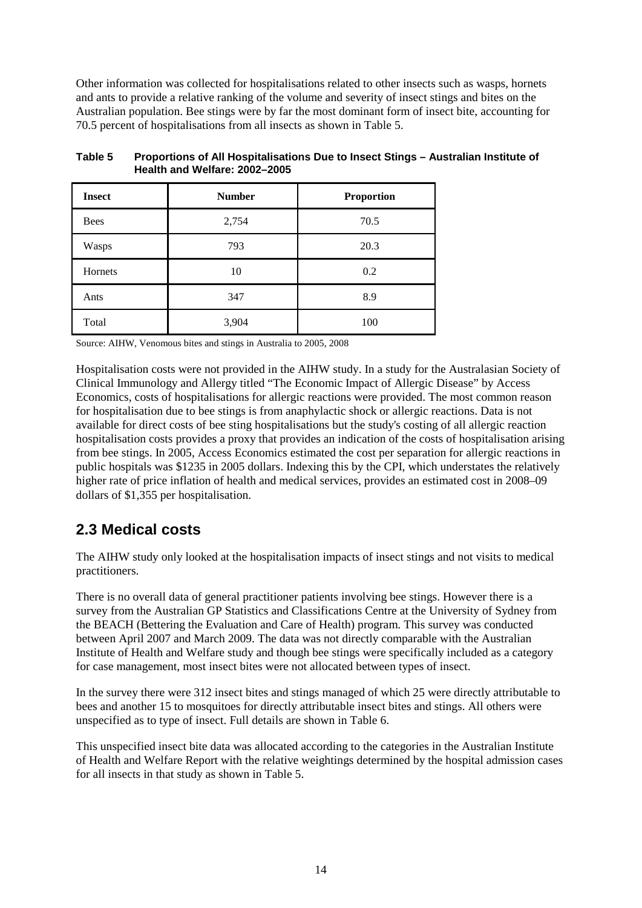Other information was collected for hospitalisations related to other insects such as wasps, hornets and ants to provide a relative ranking of the volume and severity of insect stings and bites on the Australian population. Bee stings were by far the most dominant form of insect bite, accounting for 70.5 percent of hospitalisations from all insects as shown in Table 5.

**Table 5 Proportions of All Hospitalisations Due to Insect Stings – Australian Institute of Health and Welfare: 2002–2005**

| Insect | Number | Proportion |
|---|---|---|
| Bees | 2,754 | 70.5 |
| Wasps | 793 | 20.3 |
| Hornets | 10 | 0.2 |
| Ants | 347 | 8.9 |
| Total | 3,904 | 100 |

Source: AIHW, Venomous bites and stings in Australia to 2005, 2008

Hospitalisation costs were not provided in the AIHW study. In a study for the Australasian Society of Clinical Immunology and Allergy titled "The Economic Impact of Allergic Disease" by Access Economics, costs of hospitalisations for allergic reactions were provided. The most common reason for hospitalisation due to bee stings is from anaphylactic shock or allergic reactions. Data is not available for direct costs of bee sting hospitalisations but the study's costing of all allergic reaction hospitalisation costs provides a proxy that provides an indication of the costs of hospitalisation arising from bee stings. In 2005, Access Economics estimated the cost per separation for allergic reactions in public hospitals was $1235 in 2005 dollars. Indexing this by the CPI, which understates the relatively higher rate of price inflation of health and medical services, provides an estimated cost in 2008–09 dollars of $1,355 per hospitalisation.

## 2.3 Medical costs

The AIHW study only looked at the hospitalisation impacts of insect stings and not visits to medical practitioners.

There is no overall data of general practitioner patients involving bee stings. However there is a survey from the Australian GP Statistics and Classifications Centre at the University of Sydney from the BEACH (Bettering the Evaluation and Care of Health) program. This survey was conducted between April 2007 and March 2009. The data was not directly comparable with the Australian Institute of Health and Welfare study and though bee stings were specifically included as a category for case management, most insect bites were not allocated between types of insect.

In the survey there were 312 insect bites and stings managed of which 25 were directly attributable to bees and another 15 to mosquitoes for directly attributable insect bites and stings. All others were unspecified as to type of insect. Full details are shown in Table 6.

This unspecified insect bite data was allocated according to the categories in the Australian Institute of Health and Welfare Report with the relative weightings determined by the hospital admission cases for all insects in that study as shown in Table 5.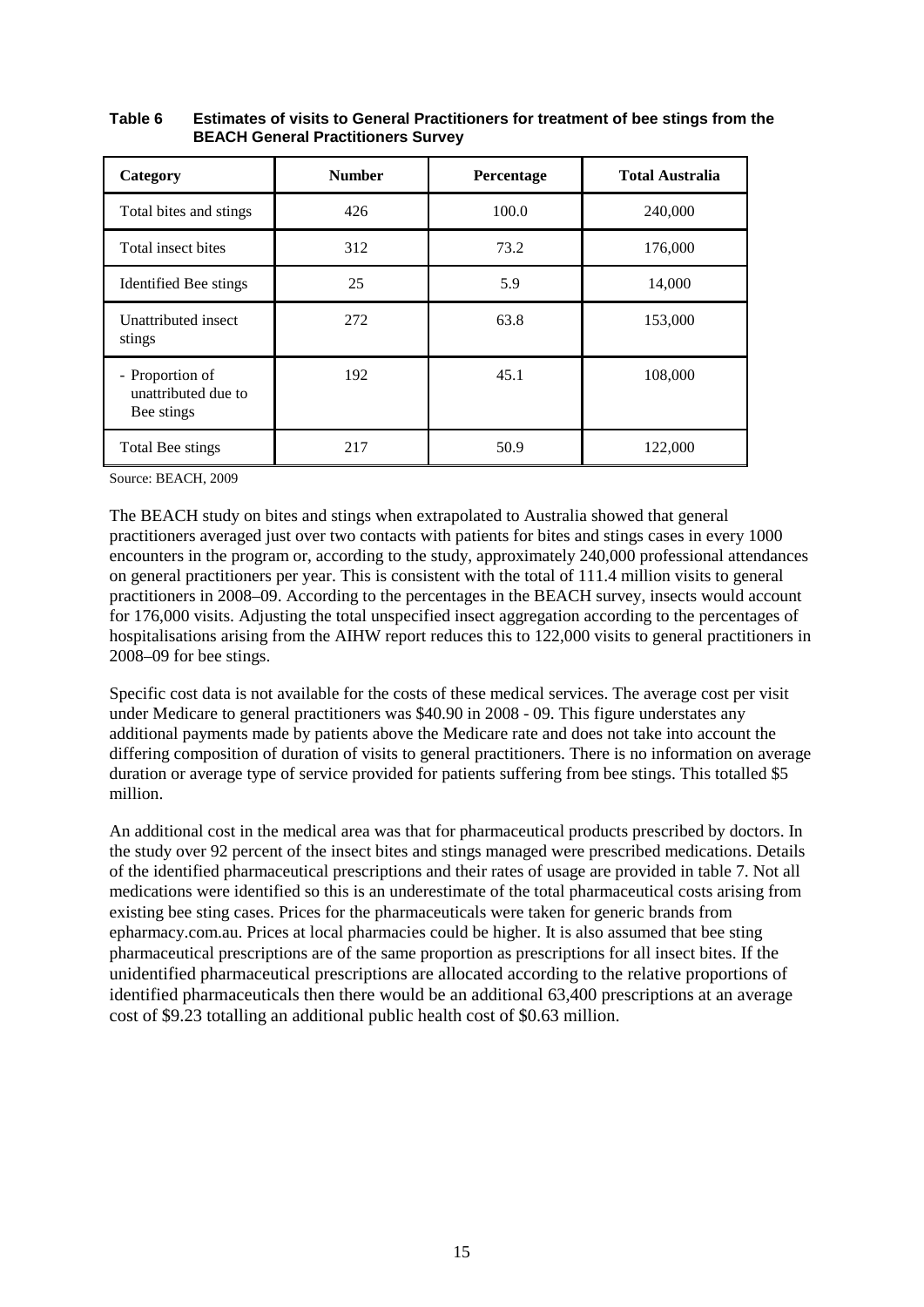**Table 6 Estimates of visits to General Practitioners for treatment of bee stings from the BEACH General Practitioners Survey**

| Category | Number | Percentage | Total Australia |
|---|---|---|---|
| Total bites and stings | 426 | 100.0 | 240,000 |
| Total insect bites | 312 | 73.2 | 176,000 |
| Identified Bee stings | 25 | 5.9 | 14,000 |
| Unattributed insect stings | 272 | 63.8 | 153,000 |
| - Proportion of unattributed due to Bee stings | 192 | 45.1 | 108,000 |
| Total Bee stings | 217 | 50.9 | 122,000 |

Source: BEACH, 2009

The BEACH study on bites and stings when extrapolated to Australia showed that general practitioners averaged just over two contacts with patients for bites and stings cases in every 1000 encounters in the program or, according to the study, approximately 240,000 professional attendances on general practitioners per year. This is consistent with the total of 111.4 million visits to general practitioners in 2008–09. According to the percentages in the BEACH survey, insects would account for 176,000 visits. Adjusting the total unspecified insect aggregation according to the percentages of hospitalisations arising from the AIHW report reduces this to 122,000 visits to general practitioners in 2008–09 for bee stings.

Specific cost data is not available for the costs of these medical services. The average cost per visit under Medicare to general practitioners was $40.90 in 2008 - 09. This figure understates any additional payments made by patients above the Medicare rate and does not take into account the differing composition of duration of visits to general practitioners. There is no information on average duration or average type of service provided for patients suffering from bee stings. This totalled $5 million.

An additional cost in the medical area was that for pharmaceutical products prescribed by doctors. In the study over 92 percent of the insect bites and stings managed were prescribed medications. Details of the identified pharmaceutical prescriptions and their rates of usage are provided in table 7. Not all medications were identified so this is an underestimate of the total pharmaceutical costs arising from existing bee sting cases. Prices for the pharmaceuticals were taken for generic brands from epharmacy.com.au. Prices at local pharmacies could be higher. It is also assumed that bee sting pharmaceutical prescriptions are of the same proportion as prescriptions for all insect bites. If the unidentified pharmaceutical prescriptions are allocated according to the relative proportions of identified pharmaceuticals then there would be an additional 63,400 prescriptions at an average cost of $9.23 totalling an additional public health cost of $0.63 million.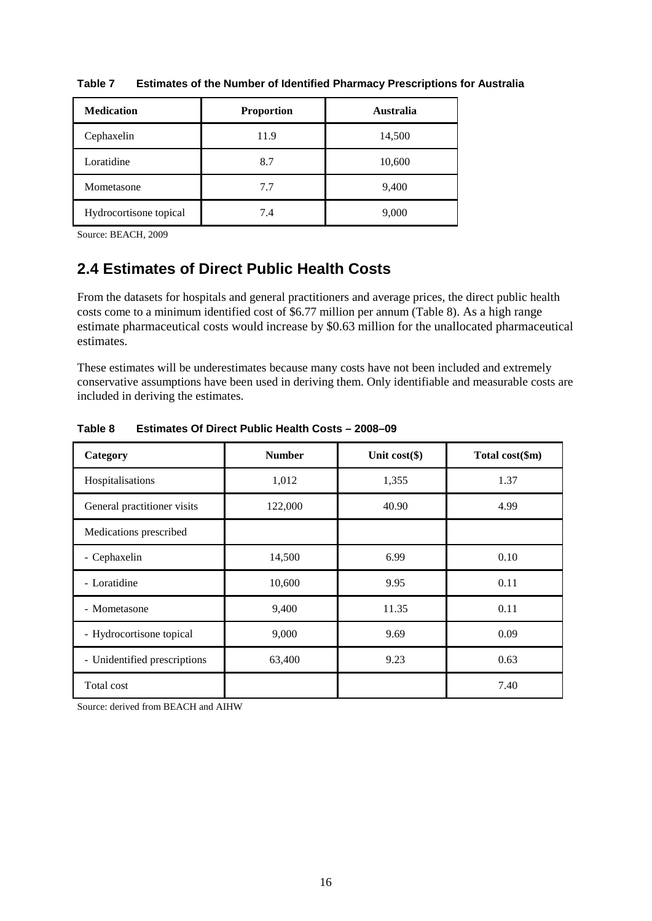**Table 7 Estimates of the Number of Identified Pharmacy Prescriptions for Australia**

| Medication | Proportion | Australia |
|---|---|---|
| Cephaxelin | 11.9 | 14,500 |
| Loratidine | 8.7 | 10,600 |
| Mometasone | 7.7 | 9,400 |
| Hydrocortisone topical | 7.4 | 9,000 |

Source: BEACH, 2009

## 2.4 Estimates of Direct Public Health Costs

From the datasets for hospitals and general practitioners and average prices, the direct public health costs come to a minimum identified cost of $6.77 million per annum (Table 8). As a high range estimate pharmaceutical costs would increase by $0.63 million for the unallocated pharmaceutical estimates.

These estimates will be underestimates because many costs have not been included and extremely conservative assumptions have been used in deriving them. Only identifiable and measurable costs are included in deriving the estimates.

**Table 8 Estimates Of Direct Public Health Costs – 2008–09**

| Category | Number | Unit cost($) | Total cost($m) |
|---|---|---|---|
| Hospitalisations | 1,012 | 1,355 | 1.37 |
| General practitioner visits | 122,000 | 40.90 | 4.99 |
| Medications prescribed | | | |
| - Cephaxelin | 14,500 | 6.99 | 0.10 |
| - Loratidine | 10,600 | 9.95 | 0.11 |
| - Mometasone | 9,400 | 11.35 | 0.11 |
| - Hydrocortisone topical | 9,000 | 9.69 | 0.09 |
| - Unidentified prescriptions | 63,400 | 9.23 | 0.63 |
| Total cost | | | 7.40 |

Source: derived from BEACH and AIHW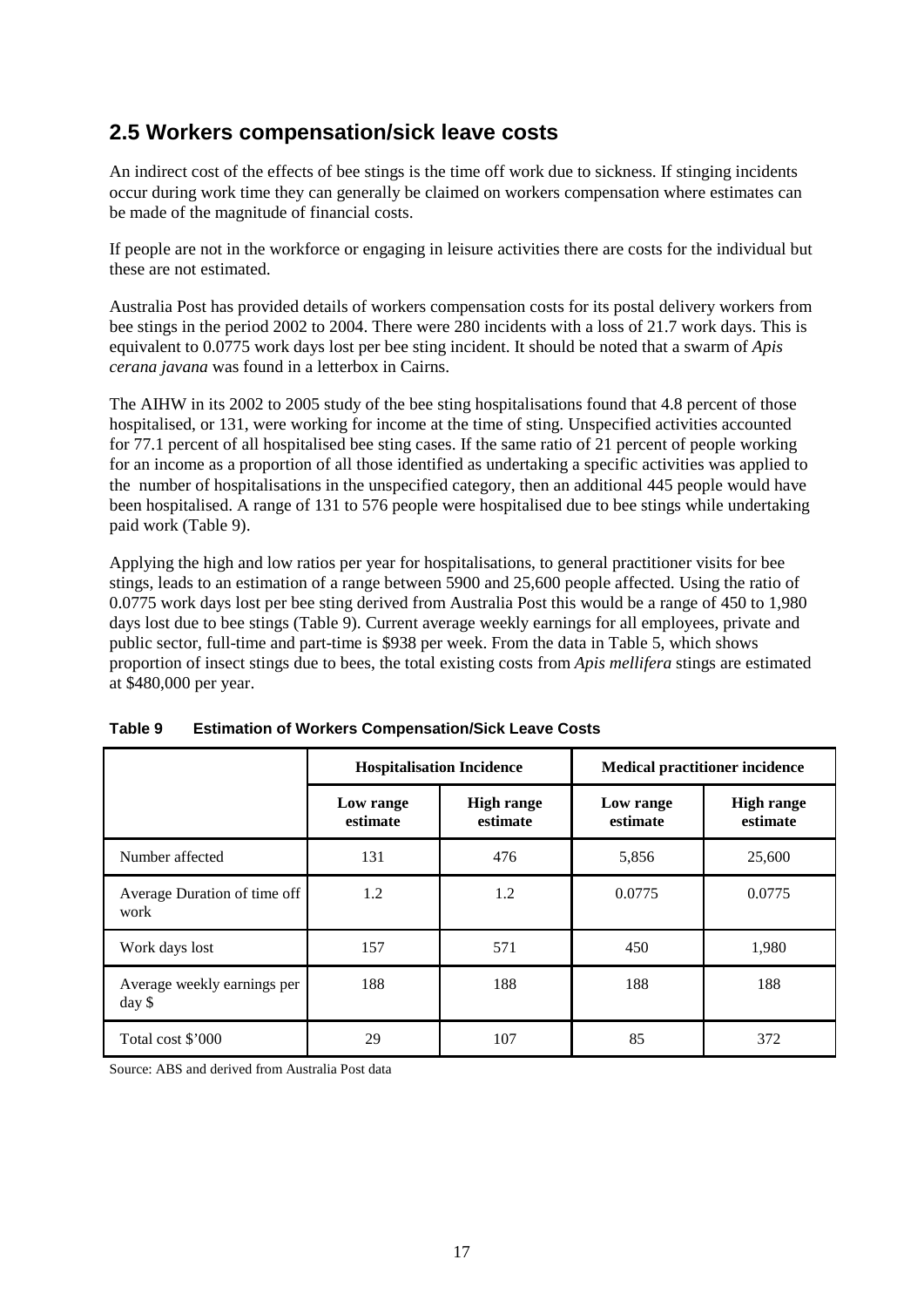## 2.5 Workers compensation/sick leave costs

An indirect cost of the effects of bee stings is the time off work due to sickness. If stinging incidents occur during work time they can generally be claimed on workers compensation where estimates can be made of the magnitude of financial costs.

If people are not in the workforce or engaging in leisure activities there are costs for the individual but these are not estimated.

Australia Post has provided details of workers compensation costs for its postal delivery workers from bee stings in the period 2002 to 2004. There were 280 incidents with a loss of 21.7 work days. This is equivalent to 0.0775 work days lost per bee sting incident. It should be noted that a swarm of *Apis cerana javana* was found in a letterbox in Cairns.

The AIHW in its 2002 to 2005 study of the bee sting hospitalisations found that 4.8 percent of those hospitalised, or 131, were working for income at the time of sting. Unspecified activities accounted for 77.1 percent of all hospitalised bee sting cases. If the same ratio of 21 percent of people working for an income as a proportion of all those identified as undertaking a specific activities was applied to the number of hospitalisations in the unspecified category, then an additional 445 people would have been hospitalised. A range of 131 to 576 people were hospitalised due to bee stings while undertaking paid work (Table 9).

Applying the high and low ratios per year for hospitalisations, to general practitioner visits for bee stings, leads to an estimation of a range between 5900 and 25,600 people affected. Using the ratio of 0.0775 work days lost per bee sting derived from Australia Post this would be a range of 450 to 1,980 days lost due to bee stings (Table 9). Current average weekly earnings for all employees, private and public sector, full-time and part-time is $938 per week. From the data in Table 5, which shows proportion of insect stings due to bees, the total existing costs from *Apis mellifera* stings are estimated at $480,000 per year.

**Table 9 Estimation of Workers Compensation/Sick Leave Costs**

| | Hospitalisation Incidence | | Medical practitioner incidence | |
|---|---|---|---|---|
| | Low range estimate | High range estimate | Low range estimate | High range estimate |
| Number affected | 131 | 476 | 5,856 | 25,600 |
| Average Duration of time off work | 1.2 | 1.2 | 0.0775 | 0.0775 |
| Work days lost | 157 | 571 | 450 | 1,980 |
| Average weekly earnings per day $ | 188 | 188 | 188 | 188 |
| Total cost $'000 | 29 | 107 | 85 | 372 |

Source: ABS and derived from Australia Post data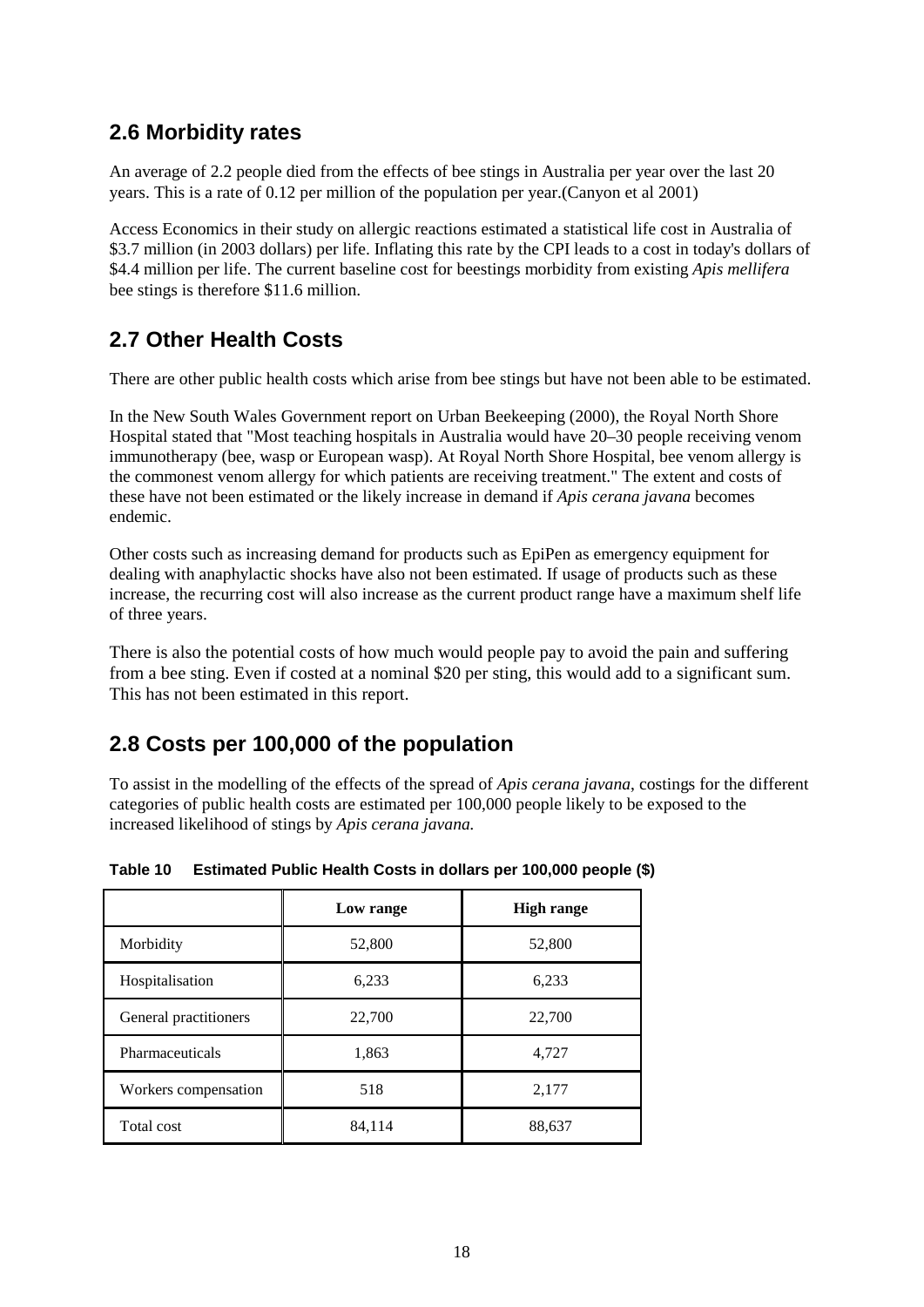## 2.6 Morbidity rates

An average of 2.2 people died from the effects of bee stings in Australia per year over the last 20 years. This is a rate of 0.12 per million of the population per year.(Canyon et al 2001)

Access Economics in their study on allergic reactions estimated a statistical life cost in Australia of \$3.7 million (in 2003 dollars) per life. Inflating this rate by the CPI leads to a cost in today's dollars of \$4.4 million per life. The current baseline cost for beestings morbidity from existing *Apis mellifera* bee stings is therefore \$11.6 million.

## 2.7 Other Health Costs

There are other public health costs which arise from bee stings but have not been able to be estimated.

In the New South Wales Government report on Urban Beekeeping (2000), the Royal North Shore Hospital stated that "Most teaching hospitals in Australia would have 20–30 people receiving venom immunotherapy (bee, wasp or European wasp). At Royal North Shore Hospital, bee venom allergy is the commonest venom allergy for which patients are receiving treatment." The extent and costs of these have not been estimated or the likely increase in demand if *Apis cerana javana* becomes endemic.

Other costs such as increasing demand for products such as EpiPen as emergency equipment for dealing with anaphylactic shocks have also not been estimated. If usage of products such as these increase, the recurring cost will also increase as the current product range have a maximum shelf life of three years.

There is also the potential costs of how much would people pay to avoid the pain and suffering from a bee sting. Even if costed at a nominal \$20 per sting, this would add to a significant sum. This has not been estimated in this report.

## 2.8 Costs per 100,000 of the population

To assist in the modelling of the effects of the spread of *Apis cerana javana*, costings for the different categories of public health costs are estimated per 100,000 people likely to be exposed to the increased likelihood of stings by *Apis cerana javana.*

**Table 10 Estimated Public Health Costs in dollars per 100,000 people (\$)**

| | Low range | High range |
|---|---|---|
| Morbidity | 52,800 | 52,800 |
| Hospitalisation | 6,233 | 6,233 |
| General practitioners | 22,700 | 22,700 |
| Pharmaceuticals | 1,863 | 4,727 |
| Workers compensation | 518 | 2,177 |
| Total cost | 84,114 | 88,637 |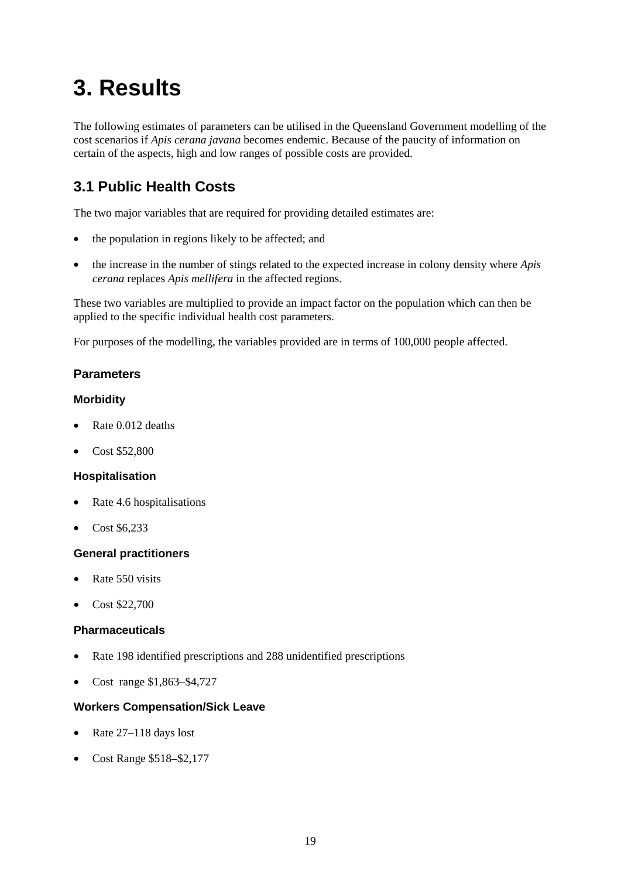# 3. Results

The following estimates of parameters can be utilised in the Queensland Government modelling of the cost scenarios if *Apis cerana javana* becomes endemic. Because of the paucity of information on certain of the aspects, high and low ranges of possible costs are provided.

## 3.1 Public Health Costs

The two major variables that are required for providing detailed estimates are:

- the population in regions likely to be affected; and
- the increase in the number of stings related to the expected increase in colony density where *Apis cerana* replaces *Apis mellifera* in the affected regions.

These two variables are multiplied to provide an impact factor on the population which can then be applied to the specific individual health cost parameters.

For purposes of the modelling, the variables provided are in terms of 100,000 people affected.

### Parameters

#### Morbidity

- Rate 0.012 deaths
- Cost $52,800

#### Hospitalisation

- Rate 4.6 hospitalisations
- Cost $6,233

#### General practitioners

- Rate 550 visits
- Cost $22,700

#### Pharmaceuticals

- Rate 198 identified prescriptions and 288 unidentified prescriptions
- Cost range $1,863–$4,727

#### Workers Compensation/Sick Leave

- Rate 27–118 days lost
- Cost Range $518–$2,177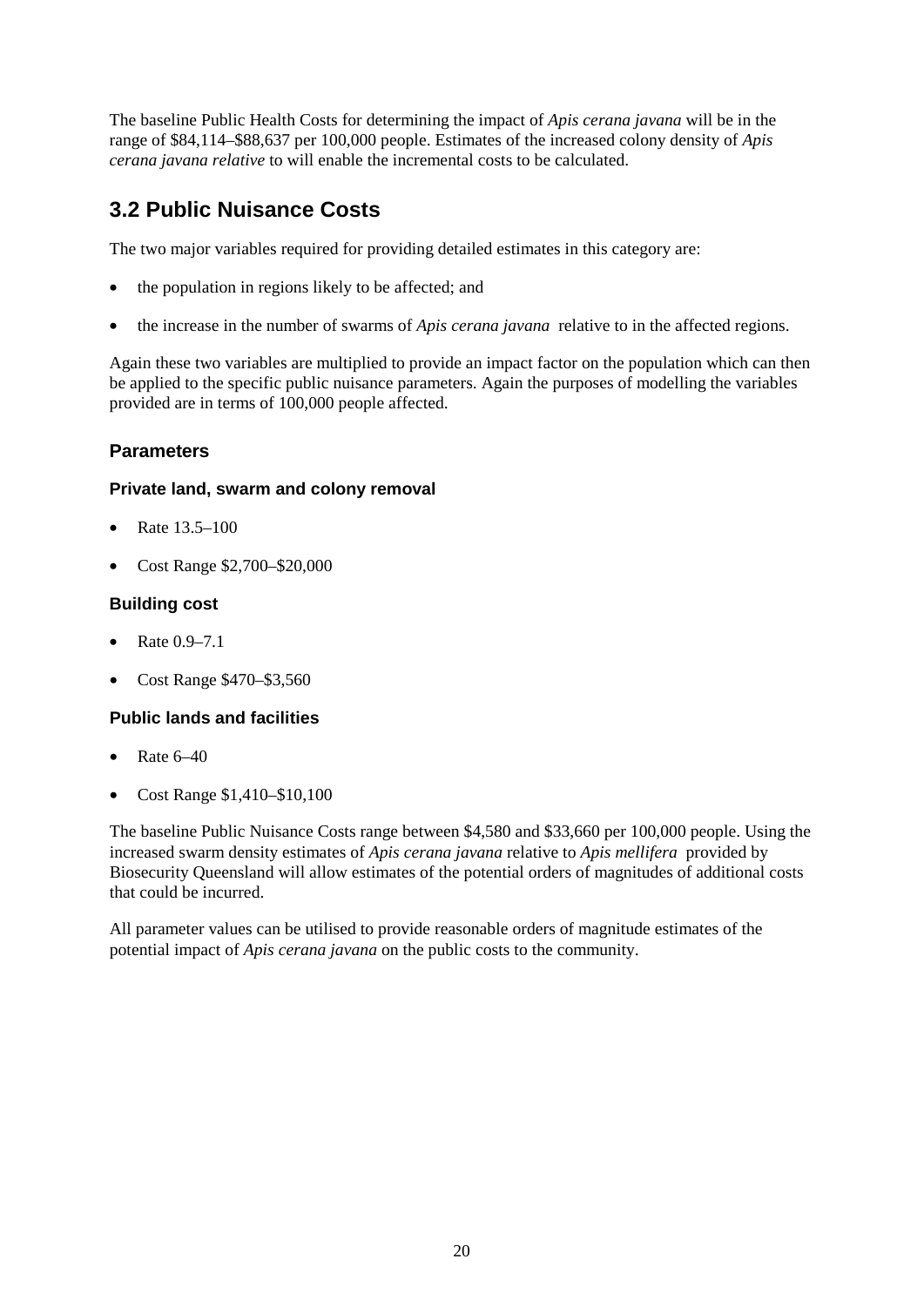The baseline Public Health Costs for determining the impact of *Apis cerana javana* will be in the range of $84,114–$88,637 per 100,000 people. Estimates of the increased colony density of *Apis cerana javana relative* to will enable the incremental costs to be calculated.

## 3.2 Public Nuisance Costs

The two major variables required for providing detailed estimates in this category are:

- the population in regions likely to be affected; and
- the increase in the number of swarms of *Apis cerana javana* relative to in the affected regions.

Again these two variables are multiplied to provide an impact factor on the population which can then be applied to the specific public nuisance parameters. Again the purposes of modelling the variables provided are in terms of 100,000 people affected.

### Parameters

#### Private land, swarm and colony removal

- Rate 13.5–100
- Cost Range $2,700–$20,000

#### Building cost

- Rate 0.9–7.1
- Cost Range $470–$3,560

#### Public lands and facilities

- Rate 6–40
- Cost Range $1,410–$10,100

The baseline Public Nuisance Costs range between $4,580 and $33,660 per 100,000 people. Using the increased swarm density estimates of *Apis cerana javana* relative to *Apis mellifera* provided by Biosecurity Queensland will allow estimates of the potential orders of magnitudes of additional costs that could be incurred.

All parameter values can be utilised to provide reasonable orders of magnitude estimates of the potential impact of *Apis cerana javana* on the public costs to the community.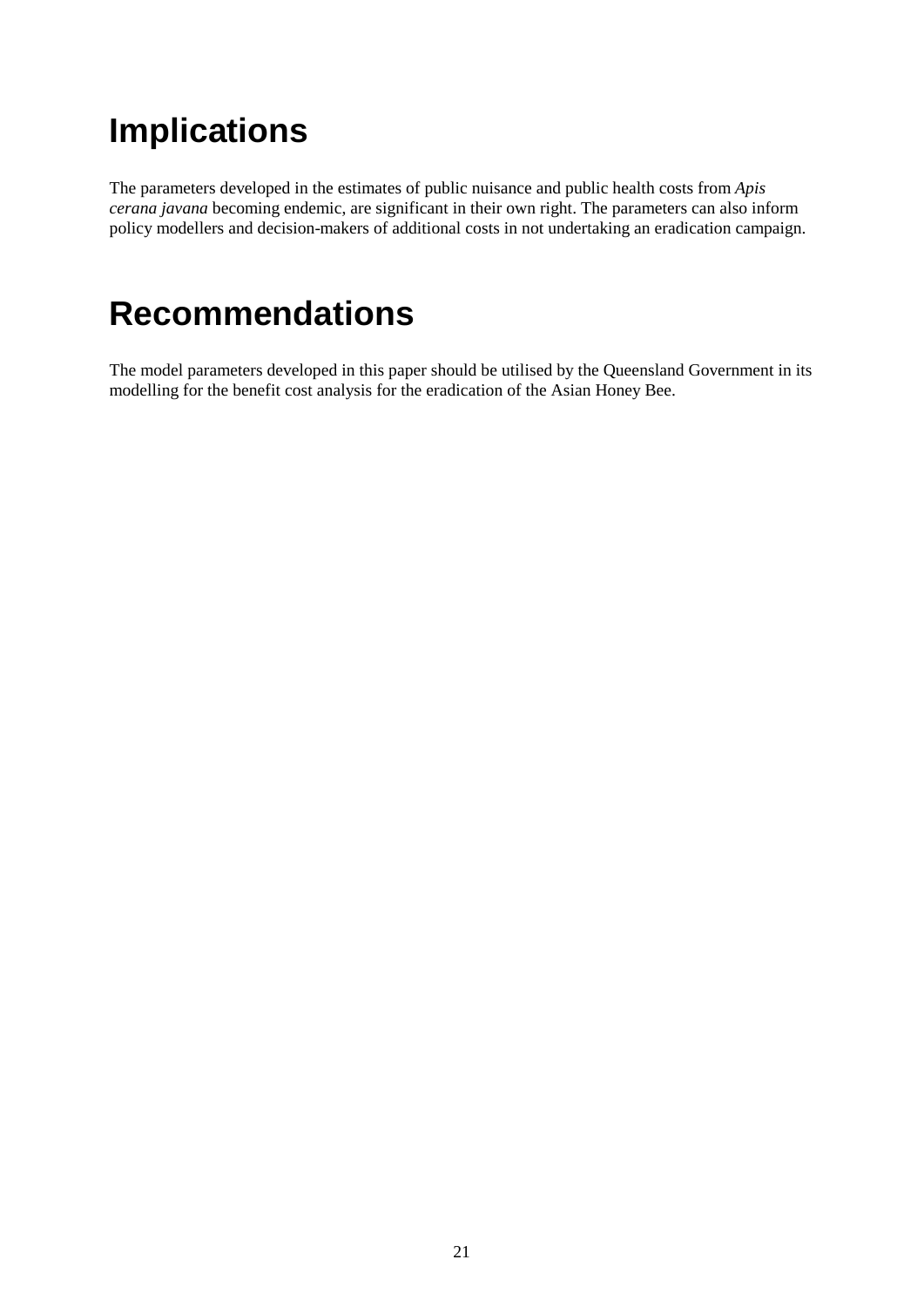# Implications

The parameters developed in the estimates of public nuisance and public health costs from *Apis cerana javana* becoming endemic, are significant in their own right. The parameters can also inform policy modellers and decision-makers of additional costs in not undertaking an eradication campaign.

# Recommendations

The model parameters developed in this paper should be utilised by the Queensland Government in its modelling for the benefit cost analysis for the eradication of the Asian Honey Bee.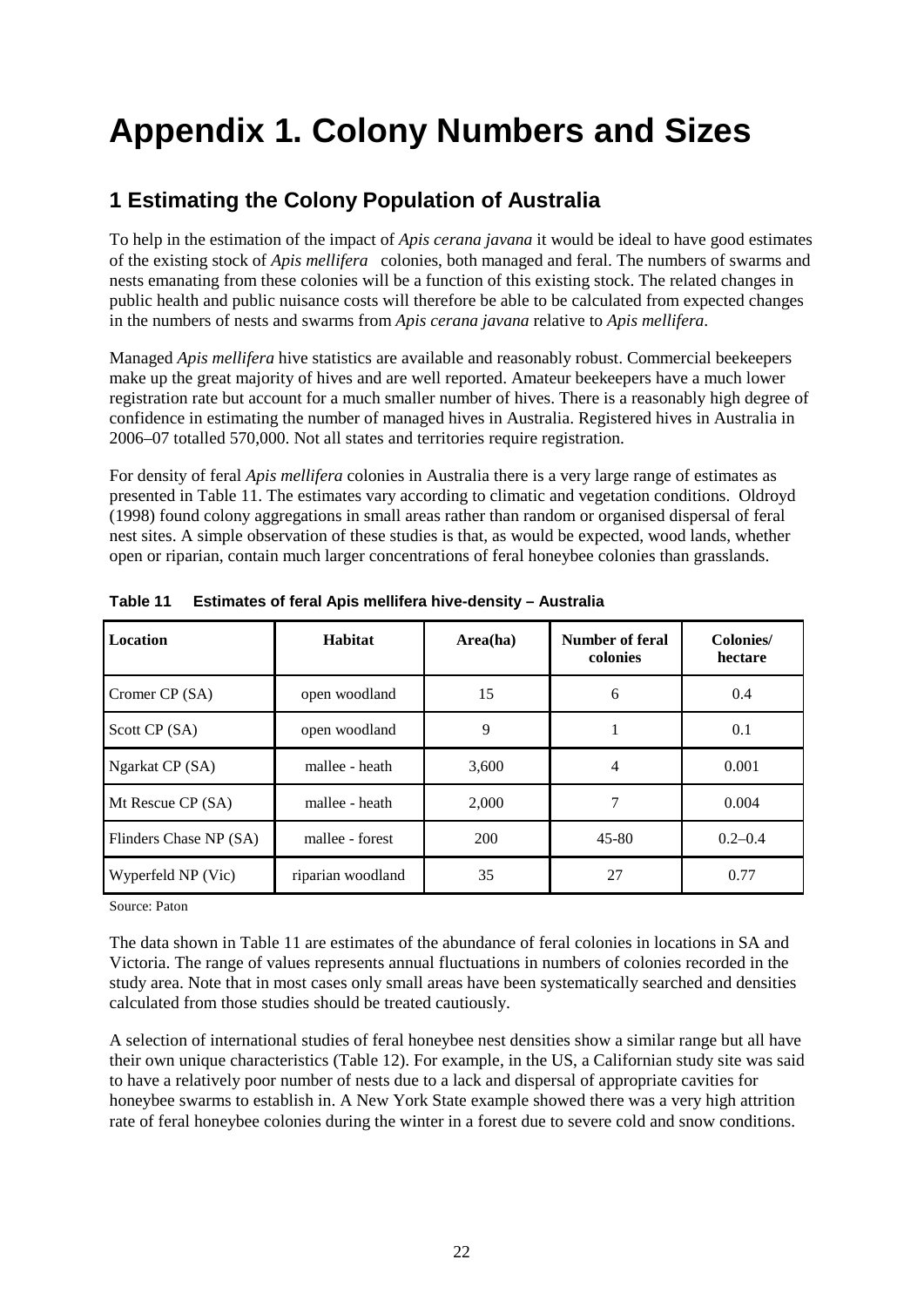# Appendix 1. Colony Numbers and Sizes

## 1 Estimating the Colony Population of Australia

To help in the estimation of the impact of *Apis cerana javana* it would be ideal to have good estimates of the existing stock of *Apis mellifera* colonies, both managed and feral. The numbers of swarms and nests emanating from these colonies will be a function of this existing stock. The related changes in public health and public nuisance costs will therefore be able to be calculated from expected changes in the numbers of nests and swarms from *Apis cerana javana* relative to *Apis mellifera*.

Managed *Apis mellifera* hive statistics are available and reasonably robust. Commercial beekeepers make up the great majority of hives and are well reported. Amateur beekeepers have a much lower registration rate but account for a much smaller number of hives. There is a reasonably high degree of confidence in estimating the number of managed hives in Australia. Registered hives in Australia in 2006–07 totalled 570,000. Not all states and territories require registration.

For density of feral *Apis mellifera* colonies in Australia there is a very large range of estimates as presented in Table 11. The estimates vary according to climatic and vegetation conditions. Oldroyd (1998) found colony aggregations in small areas rather than random or organised dispersal of feral nest sites. A simple observation of these studies is that, as would be expected, wood lands, whether open or riparian, contain much larger concentrations of feral honeybee colonies than grasslands.

**Table 11 Estimates of feral Apis mellifera hive-density – Australia**

| Location | Habitat | Area(ha) | Number of feral colonies | Colonies/ hectare |
|---|---|---|---|---|
| Cromer CP (SA) | open woodland | 15 | 6 | 0.4 |
| Scott CP (SA) | open woodland | 9 | 1 | 0.1 |
| Ngarkat CP (SA) | mallee - heath | 3,600 | 4 | 0.001 |
| Mt Rescue CP (SA) | mallee - heath | 2,000 | 7 | 0.004 |
| Flinders Chase NP (SA) | mallee - forest | 200 | 45-80 | 0.2–0.4 |
| Wyperfeld NP (Vic) | riparian woodland | 35 | 27 | 0.77 |

Source: Paton

The data shown in Table 11 are estimates of the abundance of feral colonies in locations in SA and Victoria. The range of values represents annual fluctuations in numbers of colonies recorded in the study area. Note that in most cases only small areas have been systematically searched and densities calculated from those studies should be treated cautiously.

A selection of international studies of feral honeybee nest densities show a similar range but all have their own unique characteristics (Table 12). For example, in the US, a Californian study site was said to have a relatively poor number of nests due to a lack and dispersal of appropriate cavities for honeybee swarms to establish in. A New York State example showed there was a very high attrition rate of feral honeybee colonies during the winter in a forest due to severe cold and snow conditions.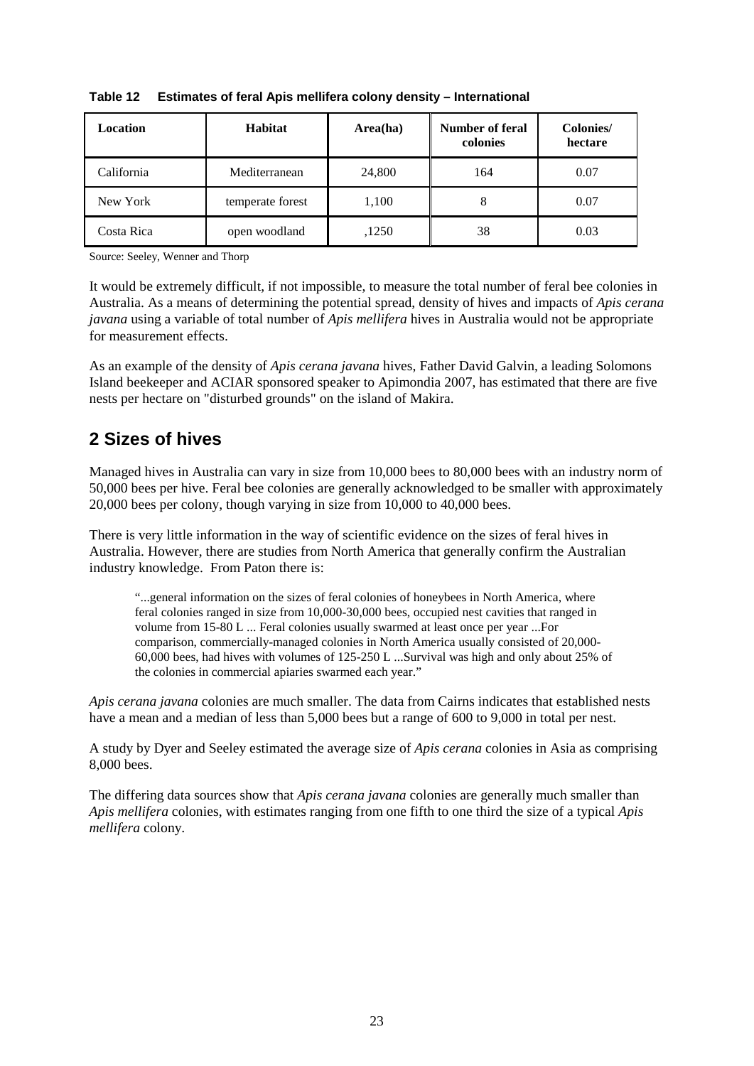**Table 12 Estimates of feral Apis mellifera colony density – International**

| Location | Habitat | Area(ha) | Number of feral colonies | Colonies/ hectare |
|---|---|---|---|---|
| California | Mediterranean | 24,800 | 164 | 0.07 |
| New York | temperate forest | 1,100 | 8 | 0.07 |
| Costa Rica | open woodland | ,1250 | 38 | 0.03 |

Source: Seeley, Wenner and Thorp

It would be extremely difficult, if not impossible, to measure the total number of feral bee colonies in Australia. As a means of determining the potential spread, density of hives and impacts of *Apis cerana javana* using a variable of total number of *Apis mellifera* hives in Australia would not be appropriate for measurement effects.

As an example of the density of *Apis cerana javana* hives, Father David Galvin, a leading Solomons Island beekeeper and ACIAR sponsored speaker to Apimondia 2007, has estimated that there are five nests per hectare on "disturbed grounds" on the island of Makira.

## 2 Sizes of hives

Managed hives in Australia can vary in size from 10,000 bees to 80,000 bees with an industry norm of 50,000 bees per hive. Feral bee colonies are generally acknowledged to be smaller with approximately 20,000 bees per colony, though varying in size from 10,000 to 40,000 bees.

There is very little information in the way of scientific evidence on the sizes of feral hives in Australia. However, there are studies from North America that generally confirm the Australian industry knowledge. From Paton there is:

> "...general information on the sizes of feral colonies of honeybees in North America, where feral colonies ranged in size from 10,000-30,000 bees, occupied nest cavities that ranged in volume from 15-80 L ... Feral colonies usually swarmed at least once per year ...For comparison, commercially-managed colonies in North America usually consisted of 20,000-60,000 bees, had hives with volumes of 125-250 L ...Survival was high and only about 25% of the colonies in commercial apiaries swarmed each year."

*Apis cerana javana* colonies are much smaller. The data from Cairns indicates that established nests have a mean and a median of less than 5,000 bees but a range of 600 to 9,000 in total per nest.

A study by Dyer and Seeley estimated the average size of *Apis cerana* colonies in Asia as comprising 8,000 bees.

The differing data sources show that *Apis cerana javana* colonies are generally much smaller than *Apis mellifera* colonies, with estimates ranging from one fifth to one third the size of a typical *Apis mellifera* colony.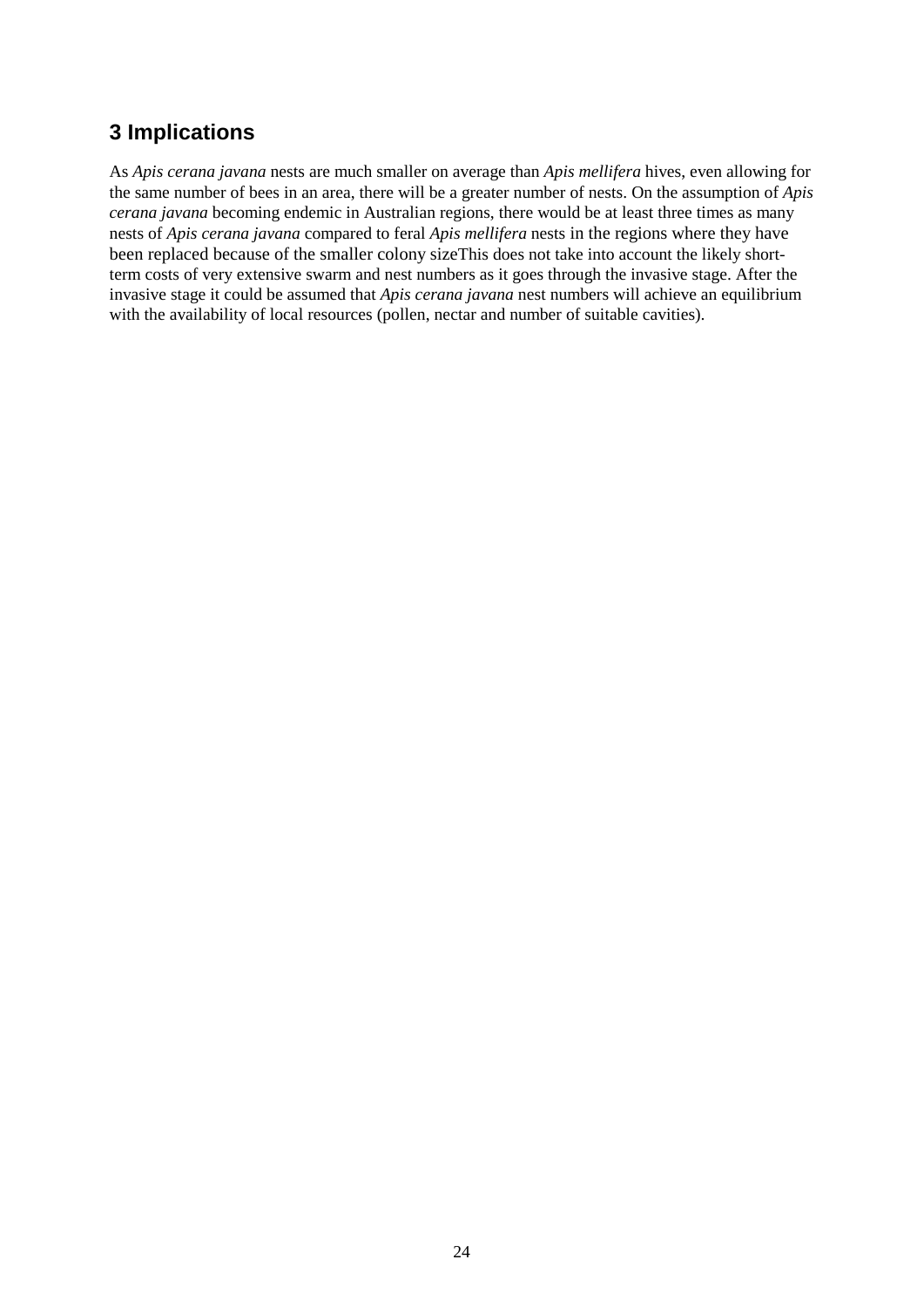## 3 Implications

As *Apis cerana javana* nests are much smaller on average than *Apis mellifera* hives, even allowing for the same number of bees in an area, there will be a greater number of nests. On the assumption of *Apis cerana javana* becoming endemic in Australian regions, there would be at least three times as many nests of *Apis cerana javana* compared to feral *Apis mellifera* nests in the regions where they have been replaced because of the smaller colony sizeThis does not take into account the likely short-term costs of very extensive swarm and nest numbers as it goes through the invasive stage. After the invasive stage it could be assumed that *Apis cerana javana* nest numbers will achieve an equilibrium with the availability of local resources (pollen, nectar and number of suitable cavities).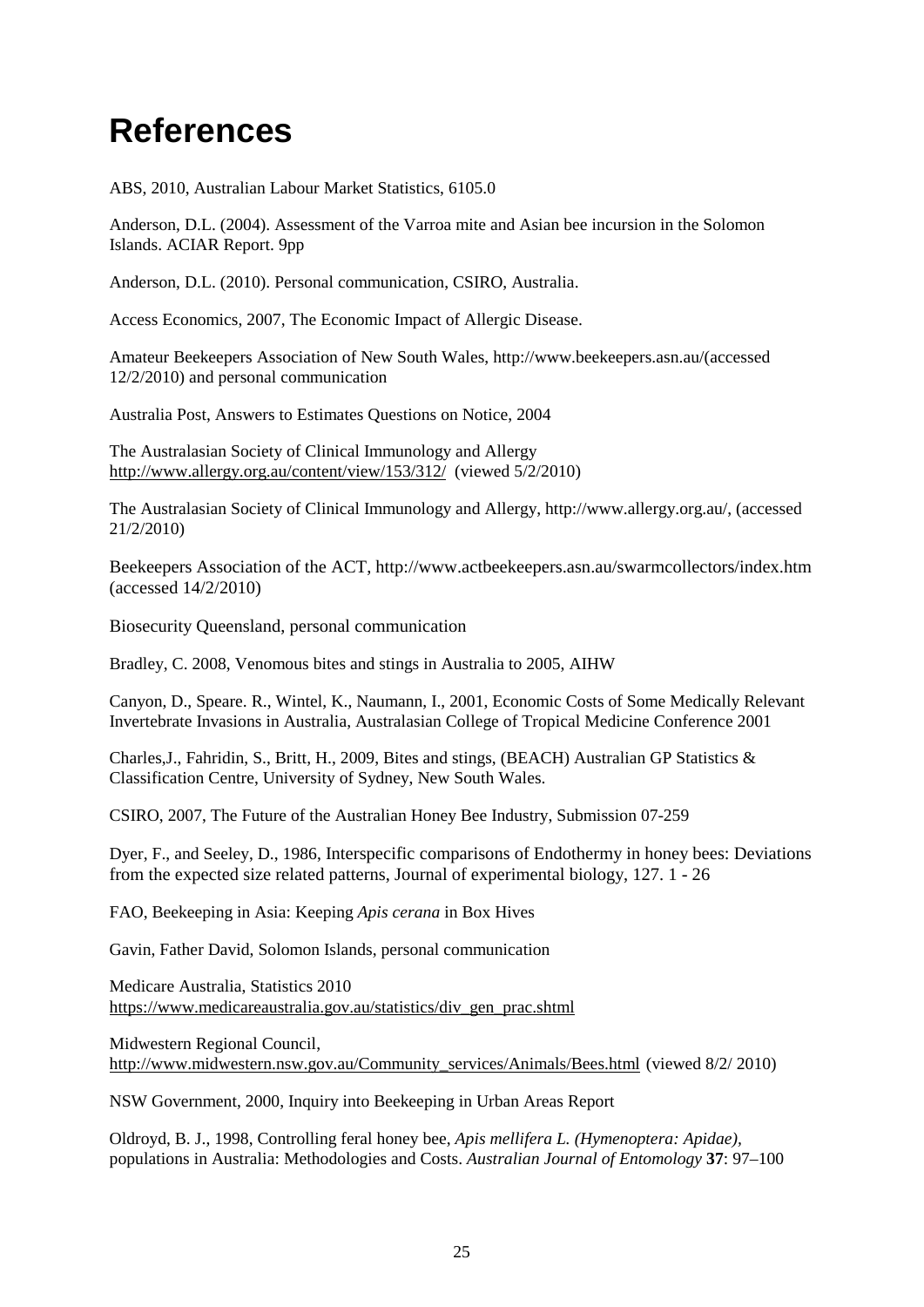# References

ABS, 2010, Australian Labour Market Statistics, 6105.0

Anderson, D.L. (2004). Assessment of the Varroa mite and Asian bee incursion in the Solomon Islands. ACIAR Report. 9pp

Anderson, D.L. (2010). Personal communication, CSIRO, Australia.

Access Economics, 2007, The Economic Impact of Allergic Disease.

Amateur Beekeepers Association of New South Wales, http://www.beekeepers.asn.au/(accessed 12/2/2010) and personal communication

Australia Post, Answers to Estimates Questions on Notice, 2004

The Australasian Society of Clinical Immunology and Allergy http://www.allergy.org.au/content/view/153/312/ (viewed 5/2/2010)

The Australasian Society of Clinical Immunology and Allergy, http://www.allergy.org.au/, (accessed 21/2/2010)

Beekeepers Association of the ACT, http://www.actbeekeepers.asn.au/swarmcollectors/index.htm (accessed 14/2/2010)

Biosecurity Queensland, personal communication

Bradley, C. 2008, Venomous bites and stings in Australia to 2005, AIHW

Canyon, D., Speare. R., Wintel, K., Naumann, I., 2001, Economic Costs of Some Medically Relevant Invertebrate Invasions in Australia, Australasian College of Tropical Medicine Conference 2001

Charles,J., Fahridin, S., Britt, H., 2009, Bites and stings, (BEACH) Australian GP Statistics & Classification Centre, University of Sydney, New South Wales.

CSIRO, 2007, The Future of the Australian Honey Bee Industry, Submission 07-259

Dyer, F., and Seeley, D., 1986, Interspecific comparisons of Endothermy in honey bees: Deviations from the expected size related patterns, Journal of experimental biology, 127. 1 - 26

FAO, Beekeeping in Asia: Keeping *Apis cerana* in Box Hives

Gavin, Father David, Solomon Islands, personal communication

Medicare Australia, Statistics 2010 https://www.medicareaustralia.gov.au/statistics/div_gen_prac.shtml

Midwestern Regional Council, http://www.midwestern.nsw.gov.au/Community_services/Animals/Bees.html (viewed 8/2/ 2010)

NSW Government, 2000, Inquiry into Beekeeping in Urban Areas Report

Oldroyd, B. J., 1998, Controlling feral honey bee, *Apis mellifera L. (Hymenoptera: Apidae)*, populations in Australia: Methodologies and Costs. *Australian Journal of Entomology* **37**: 97–100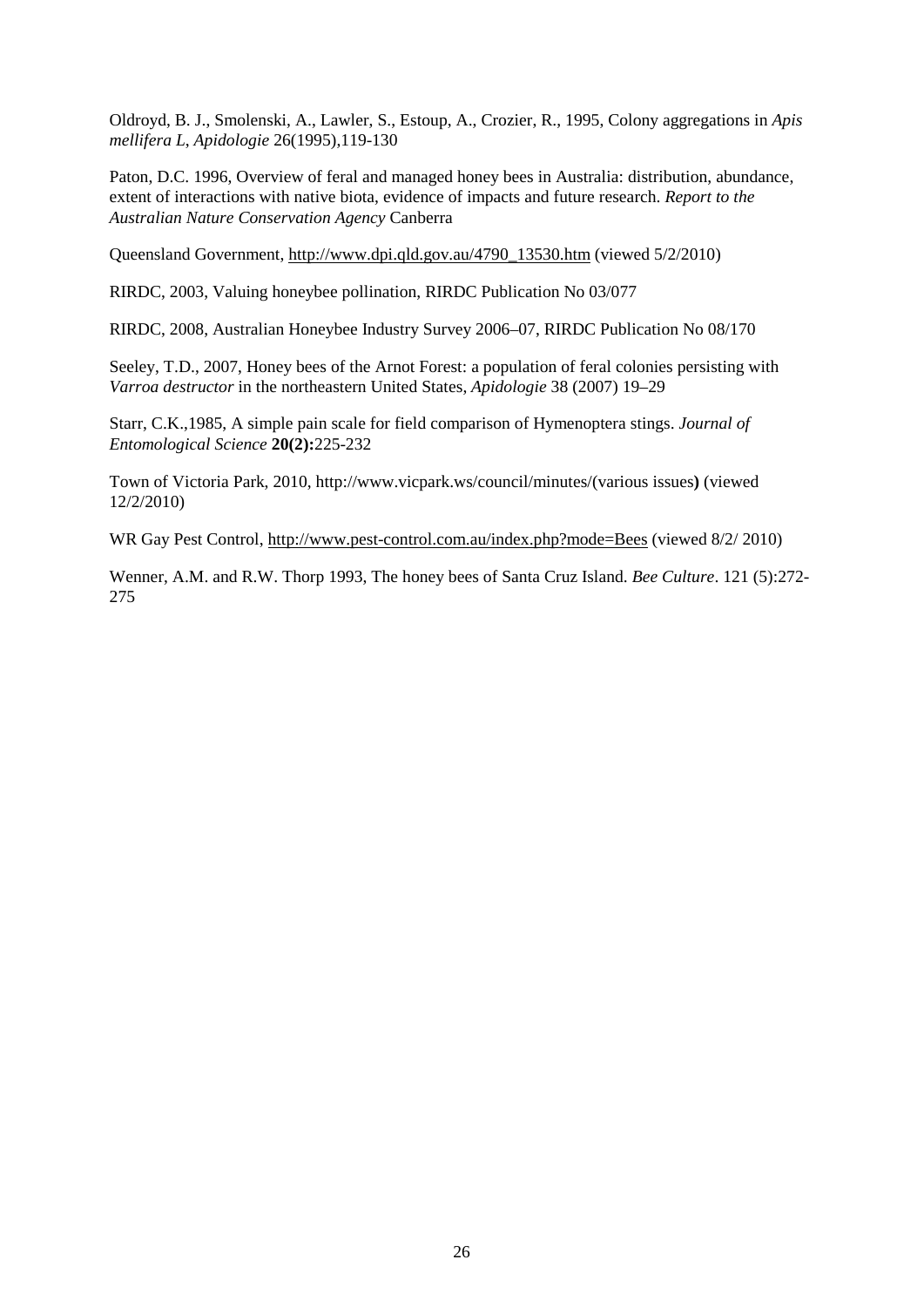Oldroyd, B. J., Smolenski, A., Lawler, S., Estoup, A., Crozier, R., 1995, Colony aggregations in *Apis mellifera L*, *Apidologie* 26(1995),119-130

Paton, D.C. 1996, Overview of feral and managed honey bees in Australia: distribution, abundance, extent of interactions with native biota, evidence of impacts and future research. *Report to the Australian Nature Conservation Agency* Canberra

Queensland Government, http://www.dpi.qld.gov.au/4790_13530.htm (viewed 5/2/2010)

RIRDC, 2003, Valuing honeybee pollination, RIRDC Publication No 03/077

RIRDC, 2008, Australian Honeybee Industry Survey 2006–07, RIRDC Publication No 08/170

Seeley, T.D., 2007, Honey bees of the Arnot Forest: a population of feral colonies persisting with *Varroa destructor* in the northeastern United States, *Apidologie* 38 (2007) 19–29

Starr, C.K.,1985, A simple pain scale for field comparison of Hymenoptera stings. *Journal of Entomological Science* **20(2):**225-232

Town of Victoria Park, 2010, http://www.vicpark.ws/council/minutes/(various issues**)** (viewed 12/2/2010)

WR Gay Pest Control, http://www.pest-control.com.au/index.php?mode=Bees (viewed 8/2/ 2010)

Wenner, A.M. and R.W. Thorp 1993, The honey bees of Santa Cruz Island. *Bee Culture*. 121 (5):272-275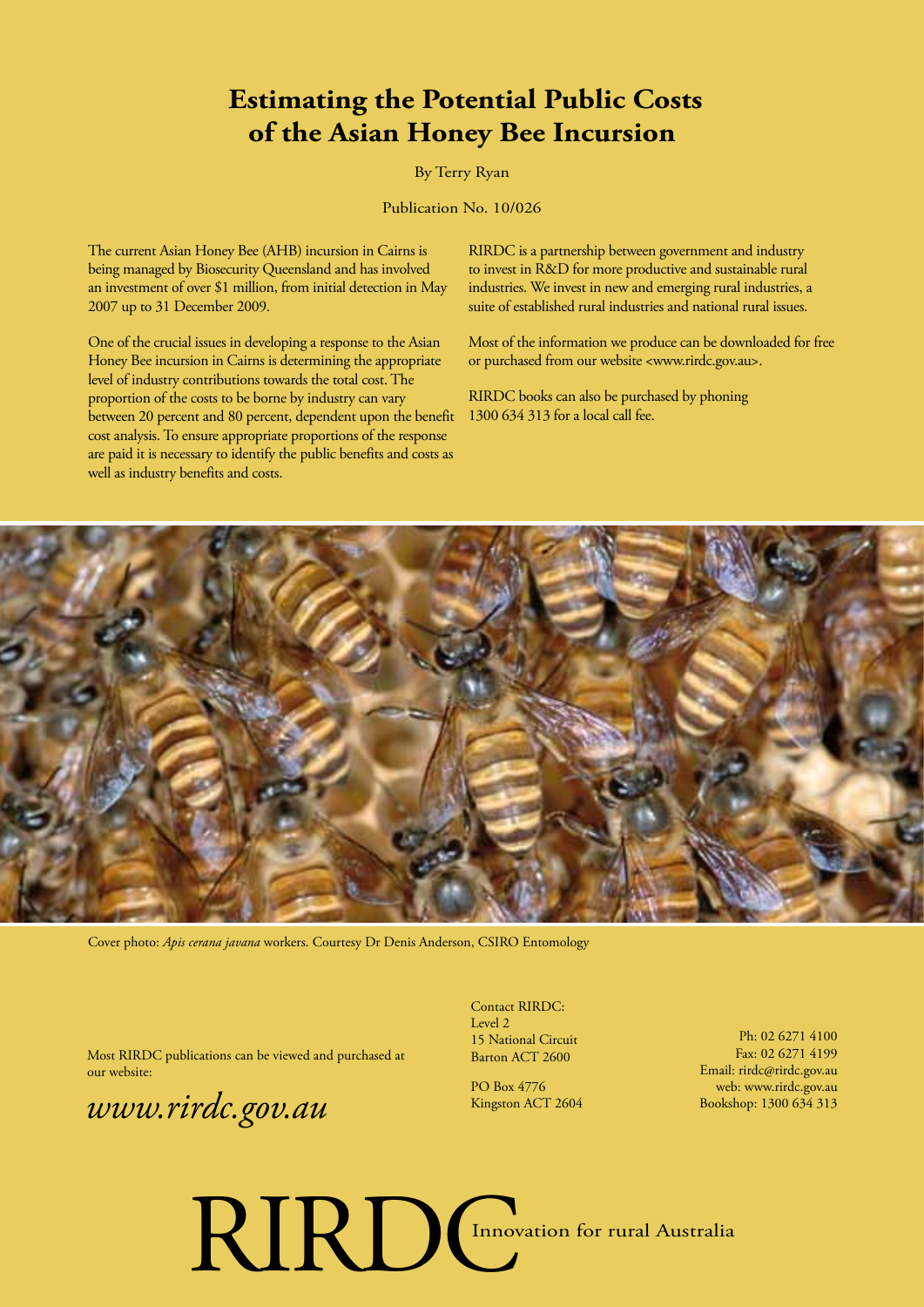# Estimating the Potential Public Costs of the Asian Honey Bee Incursion

By Terry Ryan

Publication No. 10/026

The current Asian Honey Bee (AHB) incursion in Cairns is being managed by Biosecurity Queensland and has involved an investment of over $1 million, from initial detection in May 2007 up to 31 December 2009.

One of the crucial issues in developing a response to the Asian Honey Bee incursion in Cairns is determining the appropriate level of industry contributions towards the total cost. The proportion of the costs to be borne by industry can vary between 20 percent and 80 percent, dependent upon the benefit cost analysis. To ensure appropriate proportions of the response are paid it is necessary to identify the public benefits and costs as well as industry benefits and costs.

RIRDC is a partnership between government and industry to invest in R&D for more productive and sustainable rural industries. We invest in new and emerging rural industries, a suite of established rural industries and national rural issues.

Most of the information we produce can be downloaded for free or purchased from our website <www.rirdc.gov.au>.

RIRDC books can also be purchased by phoning 1300 634 313 for a local call fee.

Cover photo: *Apis cerana javana* workers. Courtesy Dr Denis Anderson, CSIRO Entomology

Most RIRDC publications can be viewed and purchased at our website:

*www.rirdc.gov.au*

Contact RIRDC:
Level 2
15 National Circuit
Barton ACT 2600

PO Box 4776
Kingston ACT 2604

Ph: 02 6271 4100
Fax: 02 6271 4199
Email: rirdc@rirdc.gov.au
web: www.rirdc.gov.au
Bookshop: 1300 634 313

RIRDC Innovation for rural Australia